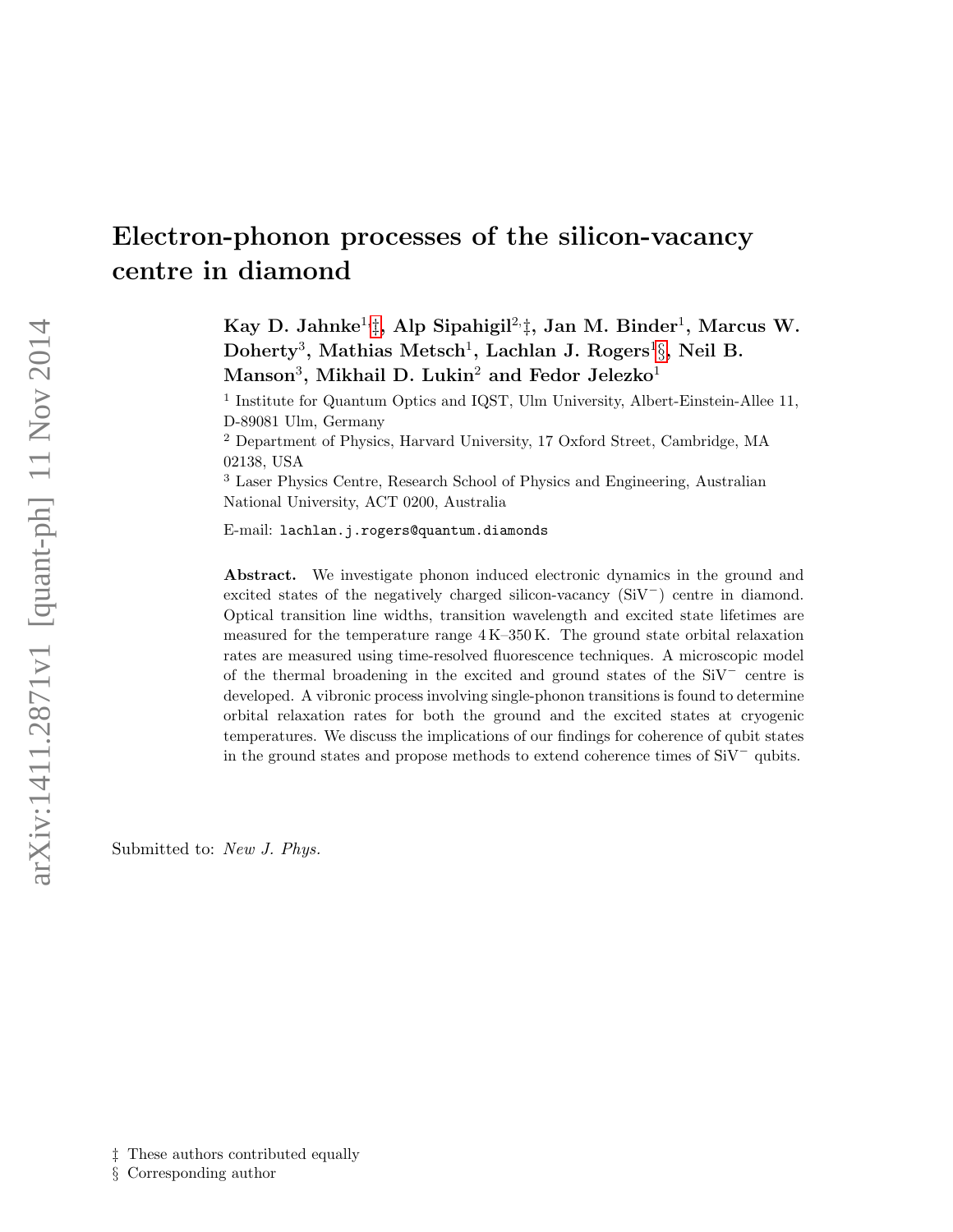# Electron-phonon processes of the silicon-vacancy centre in diamond

**Kay D. Jahnke[1,‡], Alp Sipahigil[2,‡], Jan M. Binder[1], Marcus W. Doherty[3], Mathias Metsch[1], Lachlan J. Rogers[1,§], Neil B. Manson[3], Mikhail D. Lukin[2] and Fedor Jelezko[1]**

[1] Institute for Quantum Optics and IQST, Ulm University, Albert-Einstein-Allee 11, D-89081 Ulm, Germany

[2] Department of Physics, Harvard University, 17 Oxford Street, Cambridge, MA 02138, USA

[3] Laser Physics Centre, Research School of Physics and Engineering, Australian National University, ACT 0200, Australia

E-mail: `lachlan.j.rogers@quantum.diamonds`

**Abstract.** We investigate phonon induced electronic dynamics in the ground and excited states of the negatively charged silicon-vacancy ($SiV^-$) centre in diamond. Optical transition line widths, transition wavelength and excited state lifetimes are measured for the temperature range 4 K–350 K. The ground state orbital relaxation rates are measured using time-resolved fluorescence techniques. A microscopic model of the thermal broadening in the excited and ground states of the $SiV^-$ centre is developed. A vibronic process involving single-phonon transitions is found to determine orbital relaxation rates for both the ground and the excited states at cryogenic temperatures. We discuss the implications of our findings for coherence of qubit states in the ground states and propose methods to extend coherence times of $SiV^-$ qubits.

Submitted to: *New J. Phys.*

‡ These authors contributed equally

§ Corresponding author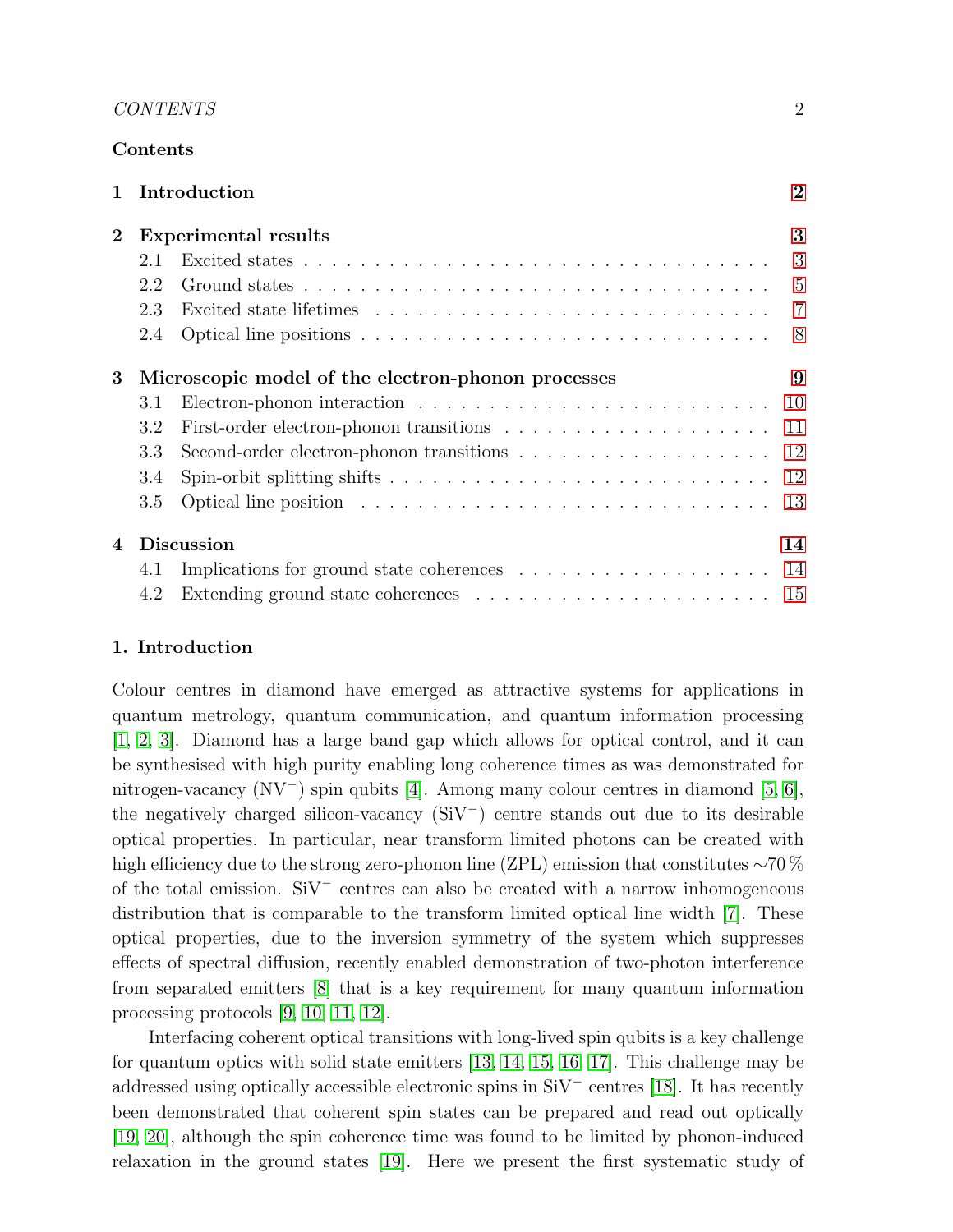**Contents**

**1 Introduction** 2

**2 Experimental results** 3
- 2.1 Excited states . . . 3
- 2.2 Ground states . . . 5
- 2.3 Excited state lifetimes . . . 7
- 2.4 Optical line positions . . . 8

**3 Microscopic model of the electron-phonon processes** 9
- 3.1 Electron-phonon interaction . . . 10
- 3.2 First-order electron-phonon transitions . . . 11
- 3.3 Second-order electron-phonon transitions . . . 12
- 3.4 Spin-orbit splitting shifts . . . 12
- 3.5 Optical line position . . . 13

**4 Discussion** 14
- 4.1 Implications for ground state coherences . . . 14
- 4.2 Extending ground state coherences . . . 15

## 1. Introduction

Colour centres in diamond have emerged as attractive systems for applications in quantum metrology, quantum communication, and quantum information processing [1, 2, 3]. Diamond has a large band gap which allows for optical control, and it can be synthesised with high purity enabling long coherence times as was demonstrated for nitrogen-vacancy ($NV^-$) spin qubits [4]. Among many colour centres in diamond [5, 6], the negatively charged silicon-vacancy ($SiV^-$) centre stands out due to its desirable optical properties. In particular, near transform limited photons can be created with high efficiency due to the strong zero-phonon line (ZPL) emission that constitutes $\sim$70 % of the total emission. $SiV^-$ centres can also be created with a narrow inhomogeneous distribution that is comparable to the transform limited optical line width [7]. These optical properties, due to the inversion symmetry of the system which suppresses effects of spectral diffusion, recently enabled demonstration of two-photon interference from separated emitters [8] that is a key requirement for many quantum information processing protocols [9, 10, 11, 12].

Interfacing coherent optical transitions with long-lived spin qubits is a key challenge for quantum optics with solid state emitters [13, 14, 15, 16, 17]. This challenge may be addressed using optically accessible electronic spins in $SiV^-$ centres [18]. It has recently been demonstrated that coherent spin states can be prepared and read out optically [19, 20], although the spin coherence time was found to be limited by phonon-induced relaxation in the ground states [19]. Here we present the first systematic study of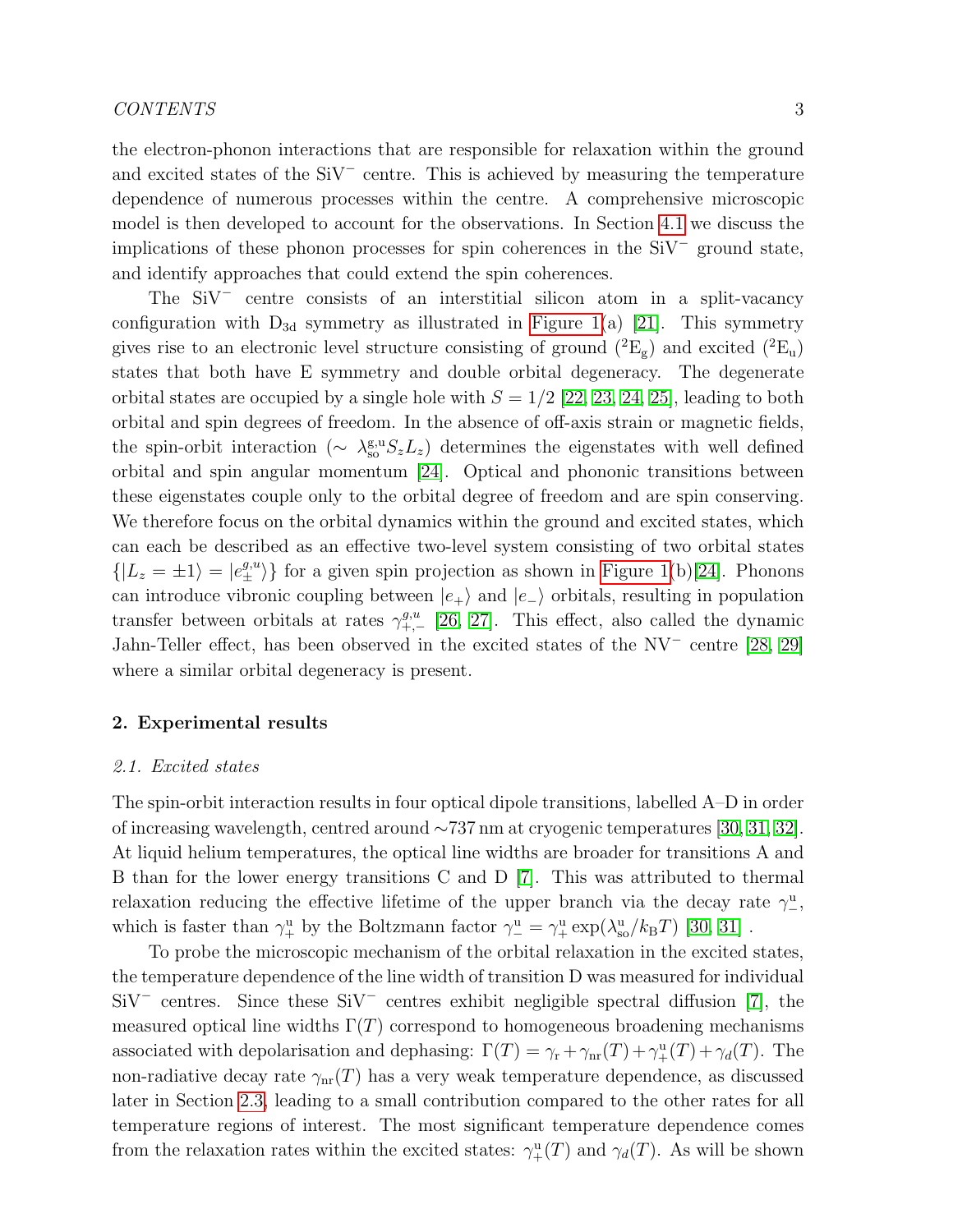the electron-phonon interactions that are responsible for relaxation within the ground and excited states of the SiV$^-$ centre. This is achieved by measuring the temperature dependence of numerous processes within the centre. A comprehensive microscopic model is then developed to account for the observations. In Section 4.1 we discuss the implications of these phonon processes for spin coherences in the SiV$^-$ ground state, and identify approaches that could extend the spin coherences.

The SiV$^-$ centre consists of an interstitial silicon atom in a split-vacancy configuration with $D_{3d}$ symmetry as illustrated in Figure 1(a) [21]. This symmetry gives rise to an electronic level structure consisting of ground ($^2E_g$) and excited ($^2E_u$) states that both have E symmetry and double orbital degeneracy. The degenerate orbital states are occupied by a single hole with $S = 1/2$ [22, 23, 24, 25], leading to both orbital and spin degrees of freedom. In the absence of off-axis strain or magnetic fields, the spin-orbit interaction ($\sim \lambda_{so}^{g,u} S_z L_z$) determines the eigenstates with well defined orbital and spin angular momentum [24]. Optical and phononic transitions between these eigenstates couple only to the orbital degree of freedom and are spin conserving. We therefore focus on the orbital dynamics within the ground and excited states, which can each be described as an effective two-level system consisting of two orbital states $\{|L_z = \pm 1\rangle = |e_\pm^{g,u}\rangle\}$ for a given spin projection as shown in Figure 1(b)[24]. Phonons can introduce vibronic coupling between $|e_+\rangle$ and $|e_-\rangle$ orbitals, resulting in population transfer between orbitals at rates $\gamma_{+,-}^{g,u}$ [26, 27]. This effect, also called the dynamic Jahn-Teller effect, has been observed in the excited states of the NV$^-$ centre [28, 29] where a similar orbital degeneracy is present.

## 2. Experimental results

### *2.1. Excited states*

The spin-orbit interaction results in four optical dipole transitions, labelled A–D in order of increasing wavelength, centred around ∼737 nm at cryogenic temperatures [30, 31, 32]. At liquid helium temperatures, the optical line widths are broader for transitions A and B than for the lower energy transitions C and D [7]. This was attributed to thermal relaxation reducing the effective lifetime of the upper branch via the decay rate $\gamma_-^u$, which is faster than $\gamma_+^u$ by the Boltzmann factor $\gamma_-^u = \gamma_+^u \exp(\lambda_{so}^u / k_B T)$ [30, 31] .

To probe the microscopic mechanism of the orbital relaxation in the excited states, the temperature dependence of the line width of transition D was measured for individual SiV$^-$ centres. Since these SiV$^-$ centres exhibit negligible spectral diffusion [7], the measured optical line widths $\Gamma(T)$ correspond to homogeneous broadening mechanisms associated with depolarisation and dephasing: $\Gamma(T) = \gamma_r + \gamma_{nr}(T) + \gamma_+^u(T) + \gamma_d(T)$. The non-radiative decay rate $\gamma_{nr}(T)$ has a very weak temperature dependence, as discussed later in Section 2.3, leading to a small contribution compared to the other rates for all temperature regions of interest. The most significant temperature dependence comes from the relaxation rates within the excited states: $\gamma_+^u(T)$ and $\gamma_d(T)$. As will be shown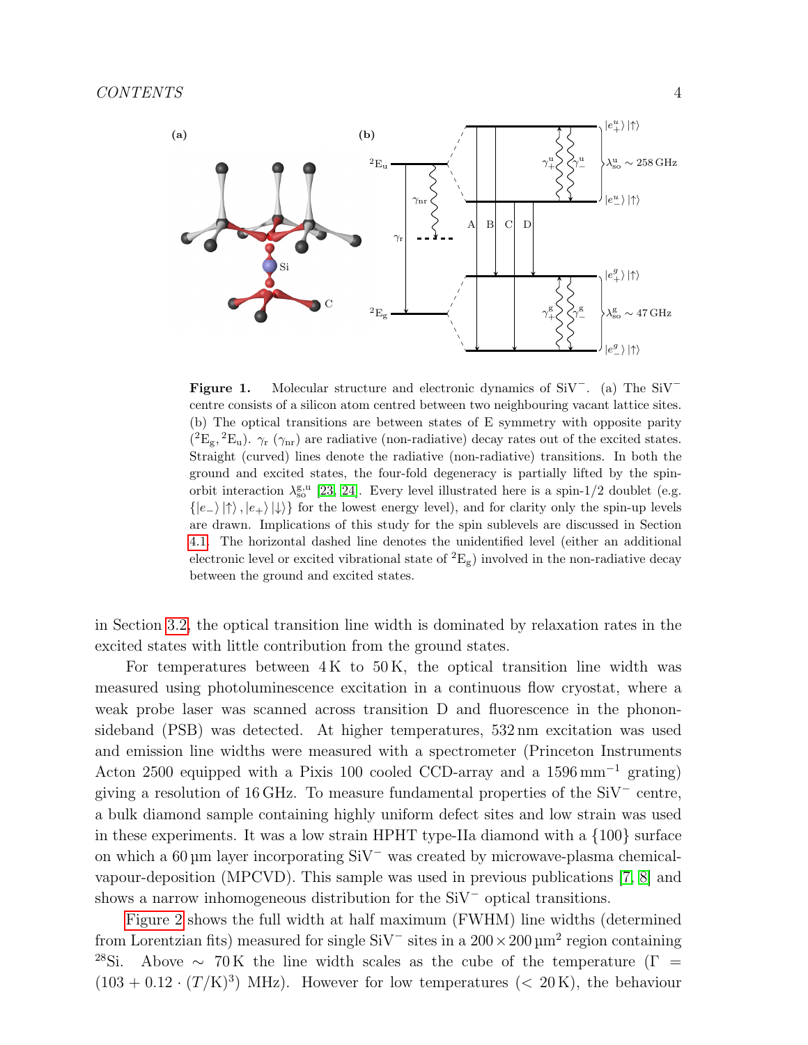(a)

Si

C

(b)

$^2E_u$

$^2E_g$

$\gamma_{nr}$

$\gamma_r$

A B C D

$\gamma_+^u$ $\gamma_-^u$

$\gamma_+^g$ $\gamma_-^g$

$|e_+^u\rangle\,|\uparrow\rangle$

$\lambda_{so}^u \sim 258\,\mathrm{GHz}$

$|e_-^u\rangle\,|\uparrow\rangle$

$|e_+^g\rangle\,|\uparrow\rangle$

$\lambda_{so}^g \sim 47\,\mathrm{GHz}$

$|e_-^g\rangle\,|\uparrow\rangle$

**Figure 1.** Molecular structure and electronic dynamics of $SiV^-$. (a) The $SiV^-$ centre consists of a silicon atom centred between two neighbouring vacant lattice sites. (b) The optical transitions are between states of E symmetry with opposite parity ($^2E_g$, $^2E_u$). $\gamma_r$ ($\gamma_{nr}$) are radiative (non-radiative) decay rates out of the excited states. Straight (curved) lines denote the radiative (non-radiative) transitions. In both the ground and excited states, the four-fold degeneracy is partially lifted by the spin-orbit interaction $\lambda_{so}^{g,u}$ [23, 24]. Every level illustrated here is a spin-1/2 doublet (e.g. $\{|e_-\rangle\,|\uparrow\rangle, |e_+\rangle\,|\downarrow\rangle\}$ for the lowest energy level), and for clarity only the spin-up levels are drawn. Implications of this study for the spin sublevels are discussed in Section 4.1. The horizontal dashed line denotes the unidentified level (either an additional electronic level or excited vibrational state of $^2E_g$) involved in the non-radiative decay between the ground and excited states.

in Section 3.2, the optical transition line width is dominated by relaxation rates in the excited states with little contribution from the ground states.

For temperatures between 4 K to 50 K, the optical transition line width was measured using photoluminescence excitation in a continuous flow cryostat, where a weak probe laser was scanned across transition D and fluorescence in the phonon-sideband (PSB) was detected. At higher temperatures, 532 nm excitation was used and emission line widths were measured with a spectrometer (Princeton Instruments Acton 2500 equipped with a Pixis 100 cooled CCD-array and a $1596\,\mathrm{mm}^{-1}$ grating) giving a resolution of 16 GHz. To measure fundamental properties of the $SiV^-$ centre, a bulk diamond sample containing highly uniform defect sites and low strain was used in these experiments. It was a low strain HPHT type-IIa diamond with a {100} surface on which a 60 µm layer incorporating $SiV^-$ was created by microwave-plasma chemical-vapour-deposition (MPCVD). This sample was used in previous publications [7, 8] and shows a narrow inhomogeneous distribution for the $SiV^-$ optical transitions.

Figure 2 shows the full width at half maximum (FWHM) line widths (determined from Lorentzian fits) measured for single $SiV^-$ sites in a $200 \times 200\,\mu\mathrm{m}^2$ region containing $^{28}$Si. Above $\sim$ 70 K the line width scales as the cube of the temperature ($\Gamma = (103 + 0.12 \cdot (T/\mathrm{K})^3)$ MHz). However for low temperatures ($< 20$ K), the behaviour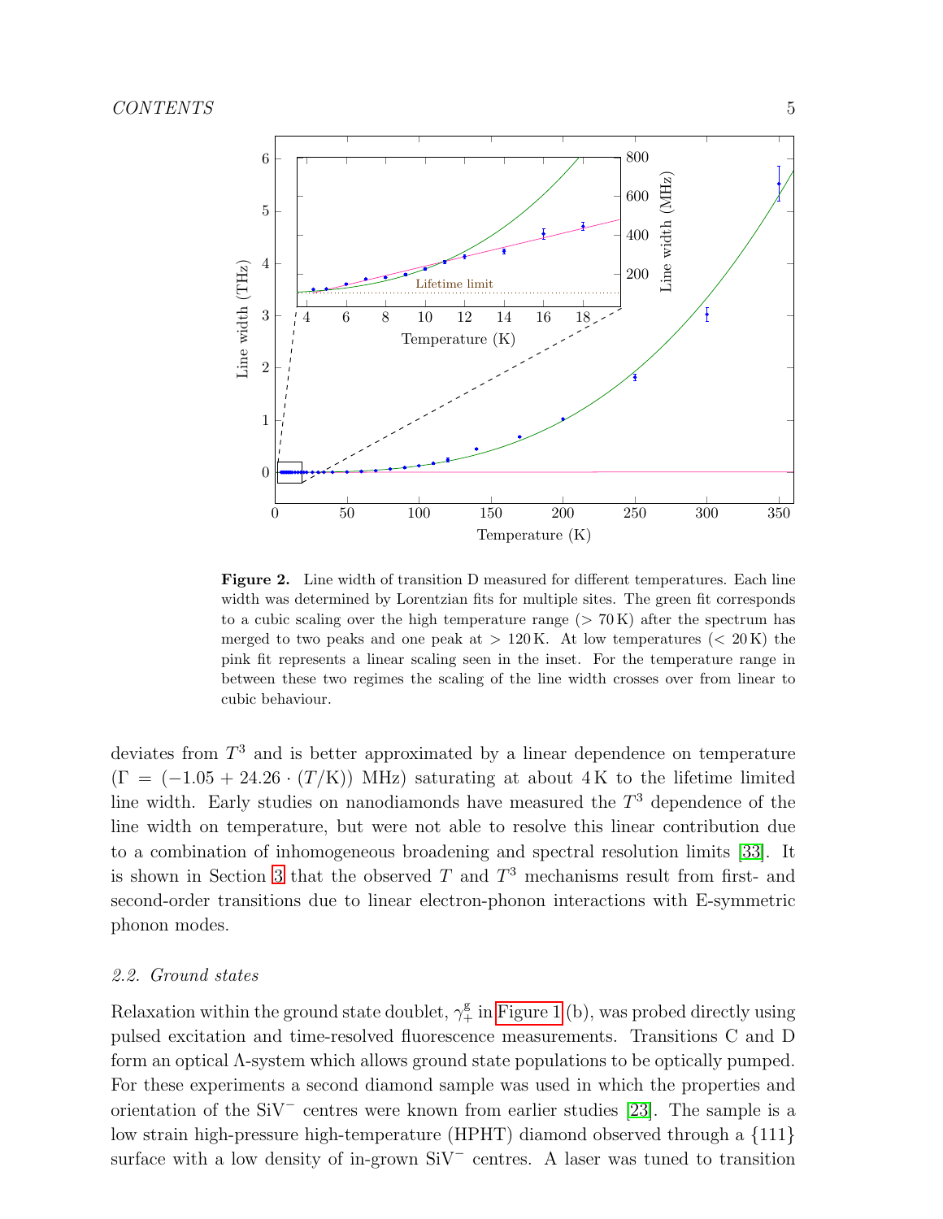Line width (THz)

6
5
4
3
2
1
0

0 50 100 150 200 250 300 350

Temperature (K)

800
600
400
200

Line width (MHz)

Lifetime limit

4 6 8 10 12 14 16 18

Temperature (K)

**Figure 2.** Line width of transition D measured for different temperatures. Each line width was determined by Lorentzian fits for multiple sites. The green fit corresponds to a cubic scaling over the high temperature range (> 70 K) after the spectrum has merged to two peaks and one peak at > 120 K. At low temperatures (< 20 K) the pink fit represents a linear scaling seen in the inset. For the temperature range in between these two regimes the scaling of the line width crosses over from linear to cubic behaviour.

deviates from $T^3$ and is better approximated by a linear dependence on temperature ($\Gamma = (-1.05 + 24.26 \cdot (T/\mathrm{K}))$ MHz) saturating at about 4 K to the lifetime limited line width. Early studies on nanodiamonds have measured the $T^3$ dependence of the line width on temperature, but were not able to resolve this linear contribution due to a combination of inhomogeneous broadening and spectral resolution limits [33]. It is shown in Section 3 that the observed $T$ and $T^3$ mechanisms result from first- and second-order transitions due to linear electron-phonon interactions with E-symmetric phonon modes.

### *2.2. Ground states*

Relaxation within the ground state doublet, $\gamma_+^{\mathrm{g}}$ in Figure 1 (b), was probed directly using pulsed excitation and time-resolved fluorescence measurements. Transitions C and D form an optical Λ-system which allows ground state populations to be optically pumped. For these experiments a second diamond sample was used in which the properties and orientation of the $\mathrm{SiV^-}$ centres were known from earlier studies [23]. The sample is a low strain high-pressure high-temperature (HPHT) diamond observed through a {111} surface with a low density of in-grown $\mathrm{SiV^-}$ centres. A laser was tuned to transition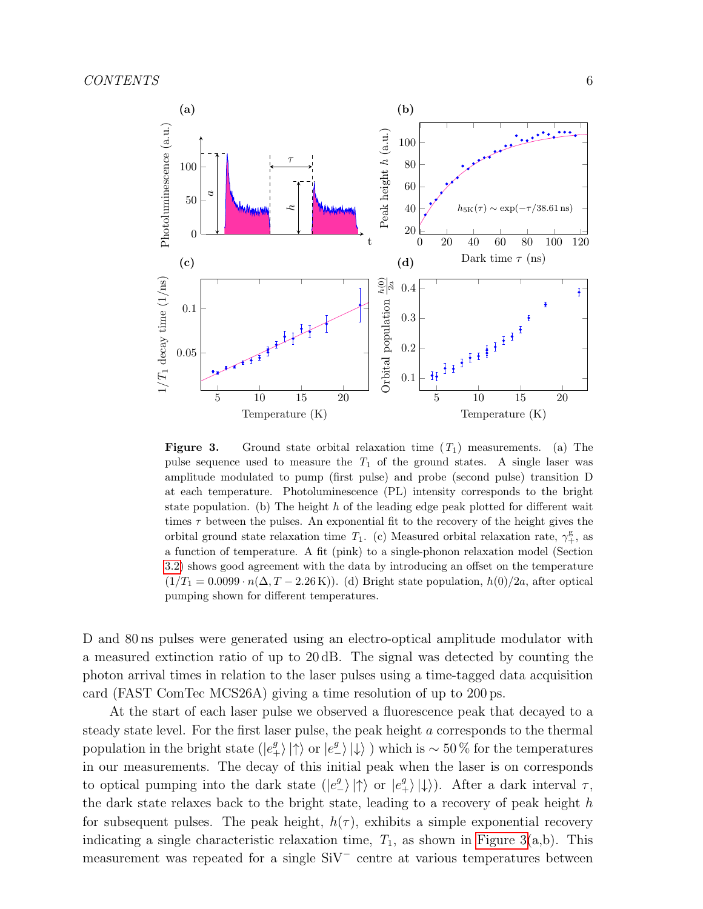(a)

Photoluminescence (a.u.)

100

50

0

$a$

$\tau$

$h$

t

(b)

Peak height $h$ (a.u.)

100

80

60

40

20

0 20 40 60 80 100 120

Dark time $\tau$ (ns)

$h_{5\mathrm{K}}(\tau) \sim \exp(-\tau/38.61\,\mathrm{ns})$

(c)

$1/T_1$ decay time (1/ns)

0.1

0.05

5 10 15 20

Temperature (K)

(d)

Orbital population $\frac{h(0)}{2a}$

0.4

0.3

0.2

0.1

5 10 15 20

Temperature (K)

**Figure 3.** Ground state orbital relaxation time ($T_1$) measurements. (a) The pulse sequence used to measure the $T_1$ of the ground states. A single laser was amplitude modulated to pump (first pulse) and probe (second pulse) transition D at each temperature. Photoluminescence (PL) intensity corresponds to the bright state population. (b) The height $h$ of the leading edge peak plotted for different wait times $\tau$ between the pulses. An exponential fit to the recovery of the height gives the orbital ground state relaxation time $T_1$. (c) Measured orbital relaxation rate, $\gamma_+^{\mathrm{g}}$, as a function of temperature. A fit (pink) to a single-phonon relaxation model (Section 3.2) shows good agreement with the data by introducing an offset on the temperature ($1/T_1 = 0.0099 \cdot n(\Delta, T - 2.26\,\mathrm{K})$). (d) Bright state population, $h(0)/2a$, after optical pumping shown for different temperatures.

D and 80 ns pulses were generated using an electro-optical amplitude modulator with a measured extinction ratio of up to 20 dB. The signal was detected by counting the photon arrival times in relation to the laser pulses using a time-tagged data acquisition card (FAST ComTec MCS26A) giving a time resolution of up to 200 ps.

At the start of each laser pulse we observed a fluorescence peak that decayed to a steady state level. For the first laser pulse, the peak height $a$ corresponds to the thermal population in the bright state ($|e_+^g\rangle\,|\uparrow\rangle$ or $|e_-^g\rangle\,|\downarrow\rangle$ ) which is $\sim 50\,\%$ for the temperatures in our measurements. The decay of this initial peak when the laser is on corresponds to optical pumping into the dark state ($|e_-^g\rangle\,|\uparrow\rangle$ or $|e_+^g\rangle\,|\downarrow\rangle$). After a dark interval $\tau$, the dark state relaxes back to the bright state, leading to a recovery of peak height $h$ for subsequent pulses. The peak height, $h(\tau)$, exhibits a simple exponential recovery indicating a single characteristic relaxation time, $T_1$, as shown in Figure 3(a,b). This measurement was repeated for a single $\mathrm{SiV}^-$ centre at various temperatures between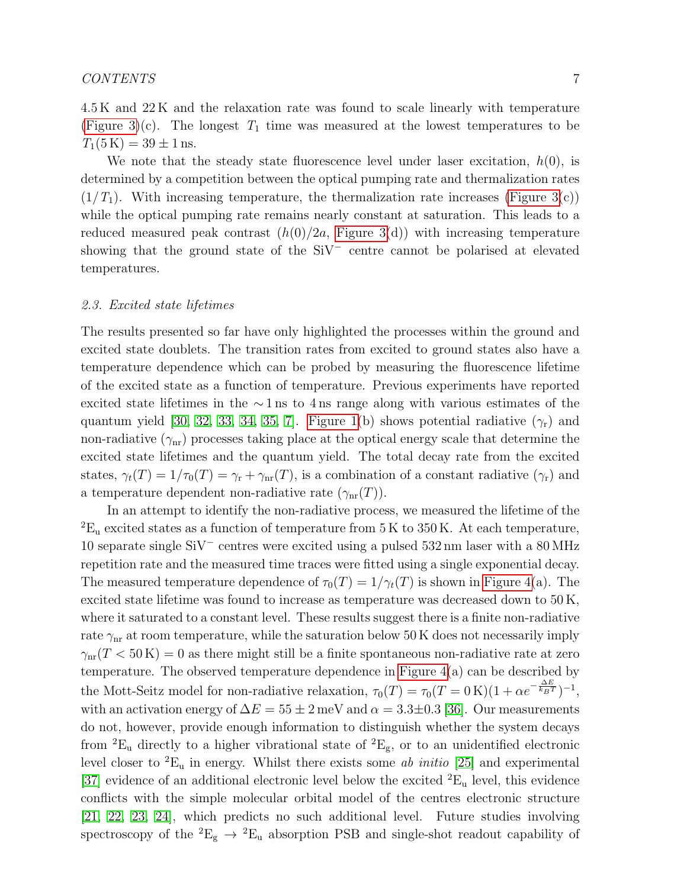4.5 K and 22 K and the relaxation rate was found to scale linearly with temperature (Figure 3)(c). The longest $T_1$ time was measured at the lowest temperatures to be $T_1(5\,\mathrm{K}) = 39 \pm 1\,\mathrm{ns}$.

We note that the steady state fluorescence level under laser excitation, $h(0)$, is determined by a competition between the optical pumping rate and thermalization rates ($1/T_1$). With increasing temperature, the thermalization rate increases (Figure 3(c)) while the optical pumping rate remains nearly constant at saturation. This leads to a reduced measured peak contrast ($h(0)/2a$, Figure 3(d)) with increasing temperature showing that the ground state of the $\mathrm{SiV^-}$ centre cannot be polarised at elevated temperatures.

### *2.3. Excited state lifetimes*

The results presented so far have only highlighted the processes within the ground and excited state doublets. The transition rates from excited to ground states also have a temperature dependence which can be probed by measuring the fluorescence lifetime of the excited state as a function of temperature. Previous experiments have reported excited state lifetimes in the $\sim 1\,\mathrm{ns}$ to $4\,\mathrm{ns}$ range along with various estimates of the quantum yield [30, 32, 33, 34, 35, 7]. Figure 1(b) shows potential radiative ($\gamma_{\mathrm{r}}$) and non-radiative ($\gamma_{\mathrm{nr}}$) processes taking place at the optical energy scale that determine the excited state lifetimes and the quantum yield. The total decay rate from the excited states, $\gamma_t(T) = 1/\tau_0(T) = \gamma_{\mathrm{r}} + \gamma_{\mathrm{nr}}(T)$, is a combination of a constant radiative ($\gamma_{\mathrm{r}}$) and a temperature dependent non-radiative rate ($\gamma_{\mathrm{nr}}(T)$).

In an attempt to identify the non-radiative process, we measured the lifetime of the $^2\mathrm{E_u}$ excited states as a function of temperature from 5 K to 350 K. At each temperature, 10 separate single $\mathrm{SiV^-}$ centres were excited using a pulsed 532 nm laser with a 80 MHz repetition rate and the measured time traces were fitted using a single exponential decay. The measured temperature dependence of $\tau_0(T) = 1/\gamma_t(T)$ is shown in Figure 4(a). The excited state lifetime was found to increase as temperature was decreased down to 50 K, where it saturated to a constant level. These results suggest there is a finite non-radiative rate $\gamma_{\mathrm{nr}}$ at room temperature, while the saturation below 50 K does not necessarily imply $\gamma_{\mathrm{nr}}(T < 50\,\mathrm{K}) = 0$ as there might still be a finite spontaneous non-radiative rate at zero temperature. The observed temperature dependence in Figure 4(a) can be described by the Mott-Seitz model for non-radiative relaxation, $\tau_0(T) = \tau_0(T = 0\,\mathrm{K})(1 + \alpha e^{-\frac{\Delta E}{k_B T}})^{-1}$, with an activation energy of $\Delta E = 55 \pm 2\,\mathrm{meV}$ and $\alpha = 3.3 \pm 0.3$ [36]. Our measurements do not, however, provide enough information to distinguish whether the system decays from $^2\mathrm{E_u}$ directly to a higher vibrational state of $^2\mathrm{E_g}$, or to an unidentified electronic level closer to $^2\mathrm{E_u}$ in energy. Whilst there exists some *ab initio* [25] and experimental [37] evidence of an additional electronic level below the excited $^2\mathrm{E_u}$ level, this evidence conflicts with the simple molecular orbital model of the centres electronic structure [21, 22, 23, 24], which predicts no such additional level. Future studies involving spectroscopy of the $^2\mathrm{E_g} \rightarrow {}^2\mathrm{E_u}$ absorption PSB and single-shot readout capability of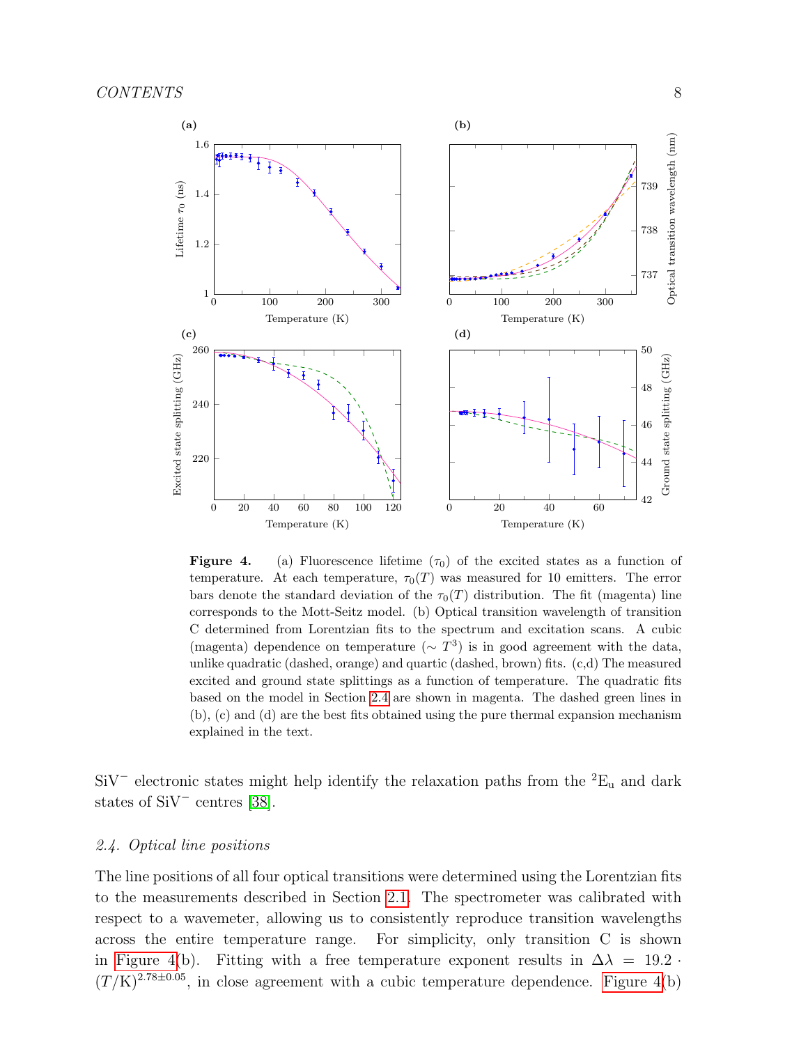(a)

Lifetime $\tau_0$ (ns)

1.6
1.4
1.2
1

0 100 200 300

Temperature (K)

(b)

Optical transition wavelength (nm)

739
738
737

0 100 200 300

Temperature (K)

(c)

Excited state splitting (GHz)

260
240
220

0 20 40 60 80 100 120

Temperature (K)

(d)

Ground state splitting (GHz)

50
48
46
44
42

0 20 40 60

Temperature (K)

**Figure 4.** (a) Fluorescence lifetime ($\tau_0$) of the excited states as a function of temperature. At each temperature, $\tau_0(T)$ was measured for 10 emitters. The error bars denote the standard deviation of the $\tau_0(T)$ distribution. The fit (magenta) line corresponds to the Mott-Seitz model. (b) Optical transition wavelength of transition C determined from Lorentzian fits to the spectrum and excitation scans. A cubic (magenta) dependence on temperature ($\sim T^3$) is in good agreement with the data, unlike quadratic (dashed, orange) and quartic (dashed, brown) fits. (c,d) The measured excited and ground state splittings as a function of temperature. The quadratic fits based on the model in Section 2.4 are shown in magenta. The dashed green lines in (b), (c) and (d) are the best fits obtained using the pure thermal expansion mechanism explained in the text.

$SiV^-$ electronic states might help identify the relaxation paths from the $^2E_u$ and dark states of $SiV^-$ centres [38].

### 2.4. Optical line positions

The line positions of all four optical transitions were determined using the Lorentzian fits to the measurements described in Section 2.1. The spectrometer was calibrated with respect to a wavemeter, allowing us to consistently reproduce transition wavelengths across the entire temperature range. For simplicity, only transition C is shown in Figure 4(b). Fitting with a free temperature exponent results in $\Delta\lambda = 19.2 \cdot (T/\mathrm{K})^{2.78\pm0.05}$, in close agreement with a cubic temperature dependence. Figure 4(b)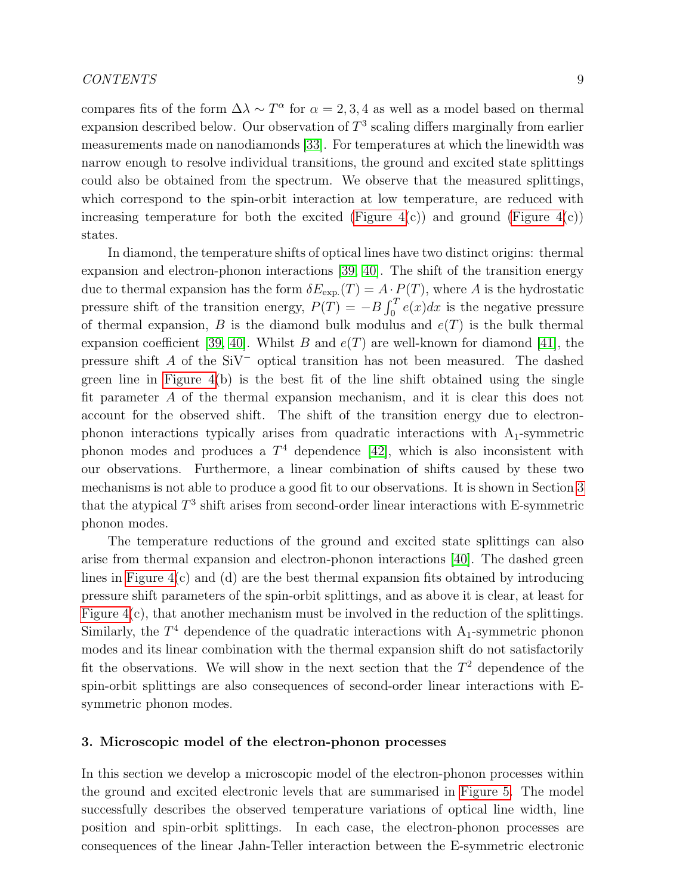compares fits of the form $\Delta\lambda \sim T^{\alpha}$ for $\alpha = 2, 3, 4$ as well as a model based on thermal expansion described below. Our observation of $T^3$ scaling differs marginally from earlier measurements made on nanodiamonds [33]. For temperatures at which the linewidth was narrow enough to resolve individual transitions, the ground and excited state splittings could also be obtained from the spectrum. We observe that the measured splittings, which correspond to the spin-orbit interaction at low temperature, are reduced with increasing temperature for both the excited (Figure 4(c)) and ground (Figure 4(c)) states.

In diamond, the temperature shifts of optical lines have two distinct origins: thermal expansion and electron-phonon interactions [39, 40]. The shift of the transition energy due to thermal expansion has the form $\delta E_{\text{exp.}}(T) = A \cdot P(T)$, where $A$ is the hydrostatic pressure shift of the transition energy, $P(T) = -B \int_0^T e(x)dx$ is the negative pressure of thermal expansion, $B$ is the diamond bulk modulus and $e(T)$ is the bulk thermal expansion coefficient [39, 40]. Whilst $B$ and $e(T)$ are well-known for diamond [41], the pressure shift $A$ of the $\mathrm{SiV}^-$ optical transition has not been measured. The dashed green line in Figure 4(b) is the best fit of the line shift obtained using the single fit parameter $A$ of the thermal expansion mechanism, and it is clear this does not account for the observed shift. The shift of the transition energy due to electron-phonon interactions typically arises from quadratic interactions with $\mathrm{A}_1$-symmetric phonon modes and produces a $T^4$ dependence [42], which is also inconsistent with our observations. Furthermore, a linear combination of shifts caused by these two mechanisms is not able to produce a good fit to our observations. It is shown in Section 3 that the atypical $T^3$ shift arises from second-order linear interactions with E-symmetric phonon modes.

The temperature reductions of the ground and excited state splittings can also arise from thermal expansion and electron-phonon interactions [40]. The dashed green lines in Figure 4(c) and (d) are the best thermal expansion fits obtained by introducing pressure shift parameters of the spin-orbit splittings, and as above it is clear, at least for Figure 4(c), that another mechanism must be involved in the reduction of the splittings. Similarly, the $T^4$ dependence of the quadratic interactions with $\mathrm{A}_1$-symmetric phonon modes and its linear combination with the thermal expansion shift do not satisfactorily fit the observations. We will show in the next section that the $T^2$ dependence of the spin-orbit splittings are also consequences of second-order linear interactions with E-symmetric phonon modes.

## 3. Microscopic model of the electron-phonon processes

In this section we develop a microscopic model of the electron-phonon processes within the ground and excited electronic levels that are summarised in Figure 5. The model successfully describes the observed temperature variations of optical line width, line position and spin-orbit splittings. In each case, the electron-phonon processes are consequences of the linear Jahn-Teller interaction between the E-symmetric electronic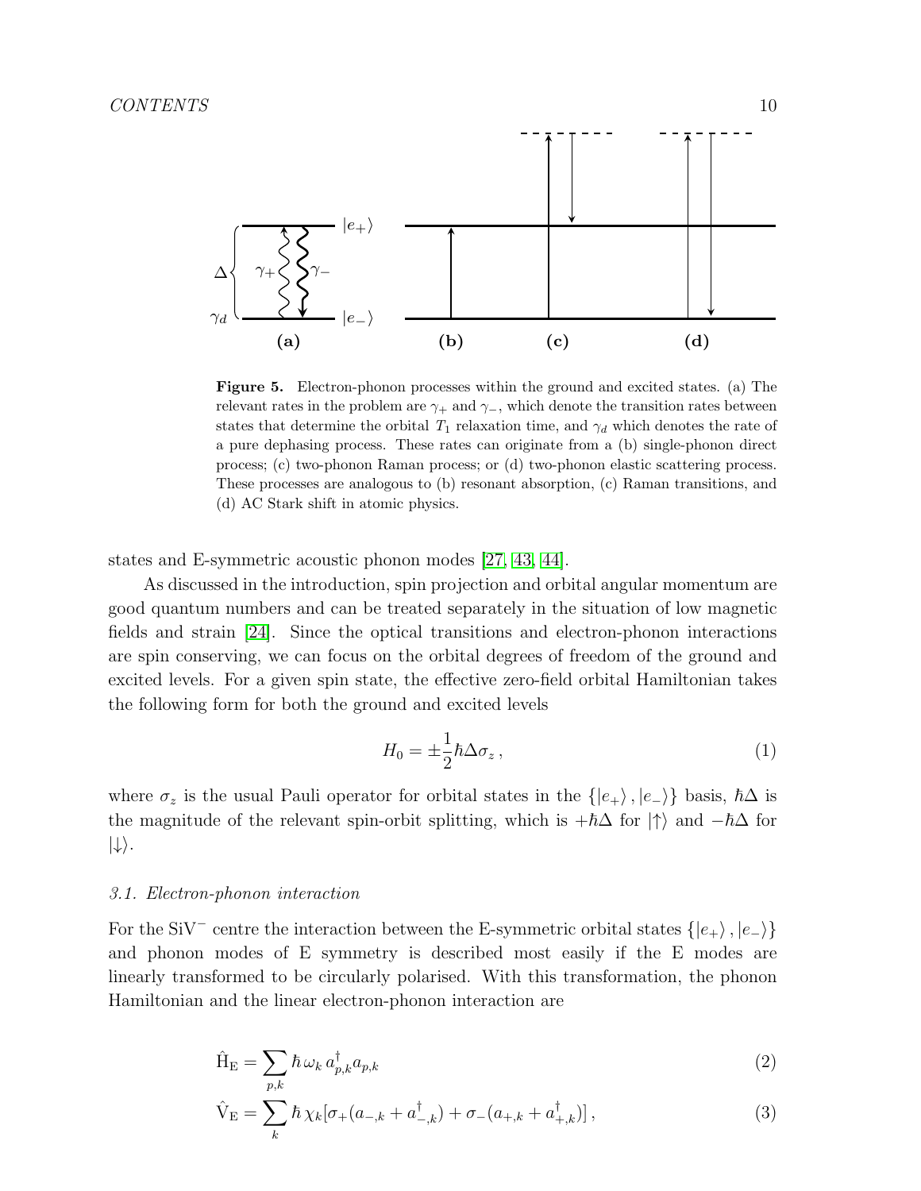(a) (b) (c) (d)

$|e_+\rangle$

$|e_-\rangle$

$\Delta$

$\gamma_+$

$\gamma_-$

$\gamma_d$

**Figure 5.** Electron-phonon processes within the ground and excited states. (a) The relevant rates in the problem are $\gamma_+$ and $\gamma_-$, which denote the transition rates between states that determine the orbital $T_1$ relaxation time, and $\gamma_d$ which denotes the rate of a pure dephasing process. These rates can originate from a (b) single-phonon direct process; (c) two-phonon Raman process; or (d) two-phonon elastic scattering process. These processes are analogous to (b) resonant absorption, (c) Raman transitions, and (d) AC Stark shift in atomic physics.

states and E-symmetric acoustic phonon modes [27, 43, 44].

As discussed in the introduction, spin projection and orbital angular momentum are good quantum numbers and can be treated separately in the situation of low magnetic fields and strain [24]. Since the optical transitions and electron-phonon interactions are spin conserving, we can focus on the orbital degrees of freedom of the ground and excited levels. For a given spin state, the effective zero-field orbital Hamiltonian takes the following form for both the ground and excited levels

$$H_0 = \pm\frac{1}{2}\hbar\Delta\sigma_z\,, \tag{1}$$

where $\sigma_z$ is the usual Pauli operator for orbital states in the $\{|e_+\rangle, |e_-\rangle\}$ basis, $\hbar\Delta$ is the magnitude of the relevant spin-orbit splitting, which is $+\hbar\Delta$ for $|\uparrow\rangle$ and $-\hbar\Delta$ for $|\downarrow\rangle$.

### *3.1. Electron-phonon interaction*

For the $SiV^-$ centre the interaction between the E-symmetric orbital states $\{|e_+\rangle, |e_-\rangle\}$ and phonon modes of E symmetry is described most easily if the E modes are linearly transformed to be circularly polarised. With this transformation, the phonon Hamiltonian and the linear electron-phonon interaction are

$$\hat{\mathrm{H}}_{\mathrm{E}} = \sum_{p,k} \hbar\,\omega_k\, a^\dagger_{p,k} a_{p,k} \tag{2}$$

$$\hat{\mathrm{V}}_{\mathrm{E}} = \sum_{k} \hbar\,\chi_k [\sigma_+(a_{-,k} + a^\dagger_{-,k}) + \sigma_-(a_{+,k} + a^\dagger_{+,k})]\,, \tag{3}$$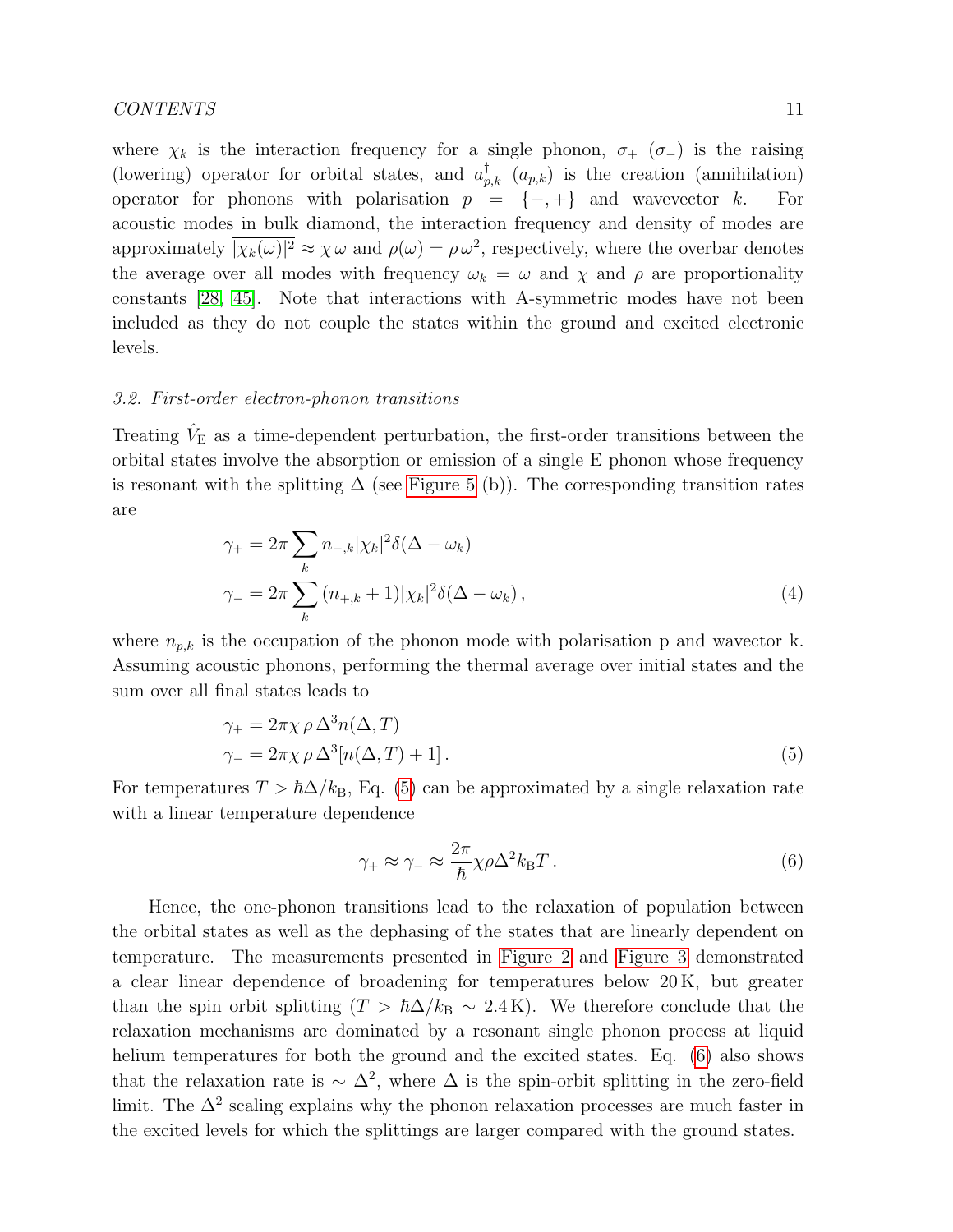where $\chi_k$ is the interaction frequency for a single phonon, $\sigma_+$ ($\sigma_-$) is the raising (lowering) operator for orbital states, and $a^\dagger_{p,k}$ ($a_{p,k}$) is the creation (annihilation) operator for phonons with polarisation $p = \{-,+\}$ and wavevector $k$. For acoustic modes in bulk diamond, the interaction frequency and density of modes are approximately $\overline{|\chi_k(\omega)|^2} \approx \chi\,\omega$ and $\rho(\omega) = \rho\,\omega^2$, respectively, where the overbar denotes the average over all modes with frequency $\omega_k = \omega$ and $\chi$ and $\rho$ are proportionality constants [28, 45]. Note that interactions with A-symmetric modes have not been included as they do not couple the states within the ground and excited electronic levels.

### 3.2. First-order electron-phonon transitions

Treating $\hat{V}_{\mathrm{E}}$ as a time-dependent perturbation, the first-order transitions between the orbital states involve the absorption or emission of a single E phonon whose frequency is resonant with the splitting $\Delta$ (see Figure 5 (b)). The corresponding transition rates are

$$\begin{aligned}
\gamma_+ &= 2\pi \sum_k n_{-,k} |\chi_k|^2 \delta(\Delta - \omega_k) \\
\gamma_- &= 2\pi \sum_k (n_{+,k} + 1) |\chi_k|^2 \delta(\Delta - \omega_k)\,,
\end{aligned} \tag{4}$$

where $n_{p,k}$ is the occupation of the phonon mode with polarisation p and wavevector k. Assuming acoustic phonons, performing the thermal average over initial states and the sum over all final states leads to

$$\begin{aligned}
\gamma_+ &= 2\pi\chi\,\rho\,\Delta^3 n(\Delta, T) \\
\gamma_- &= 2\pi\chi\,\rho\,\Delta^3 [n(\Delta, T) + 1]\,.
\end{aligned} \tag{5}$$

For temperatures $T > \hbar\Delta/k_{\mathrm{B}}$, Eq. (5) can be approximated by a single relaxation rate with a linear temperature dependence

$$\gamma_+ \approx \gamma_- \approx \frac{2\pi}{\hbar} \chi \rho \Delta^2 k_{\mathrm{B}} T\,. \tag{6}$$

Hence, the one-phonon transitions lead to the relaxation of population between the orbital states as well as the dephasing of the states that are linearly dependent on temperature. The measurements presented in Figure 2 and Figure 3 demonstrated a clear linear dependence of broadening for temperatures below 20 K, but greater than the spin orbit splitting ($T > \hbar\Delta/k_{\mathrm{B}} \sim 2.4$ K). We therefore conclude that the relaxation mechanisms are dominated by a resonant single phonon process at liquid helium temperatures for both the ground and the excited states. Eq. (6) also shows that the relaxation rate is $\sim \Delta^2$, where $\Delta$ is the spin-orbit splitting in the zero-field limit. The $\Delta^2$ scaling explains why the phonon relaxation processes are much faster in the excited levels for which the splittings are larger compared with the ground states.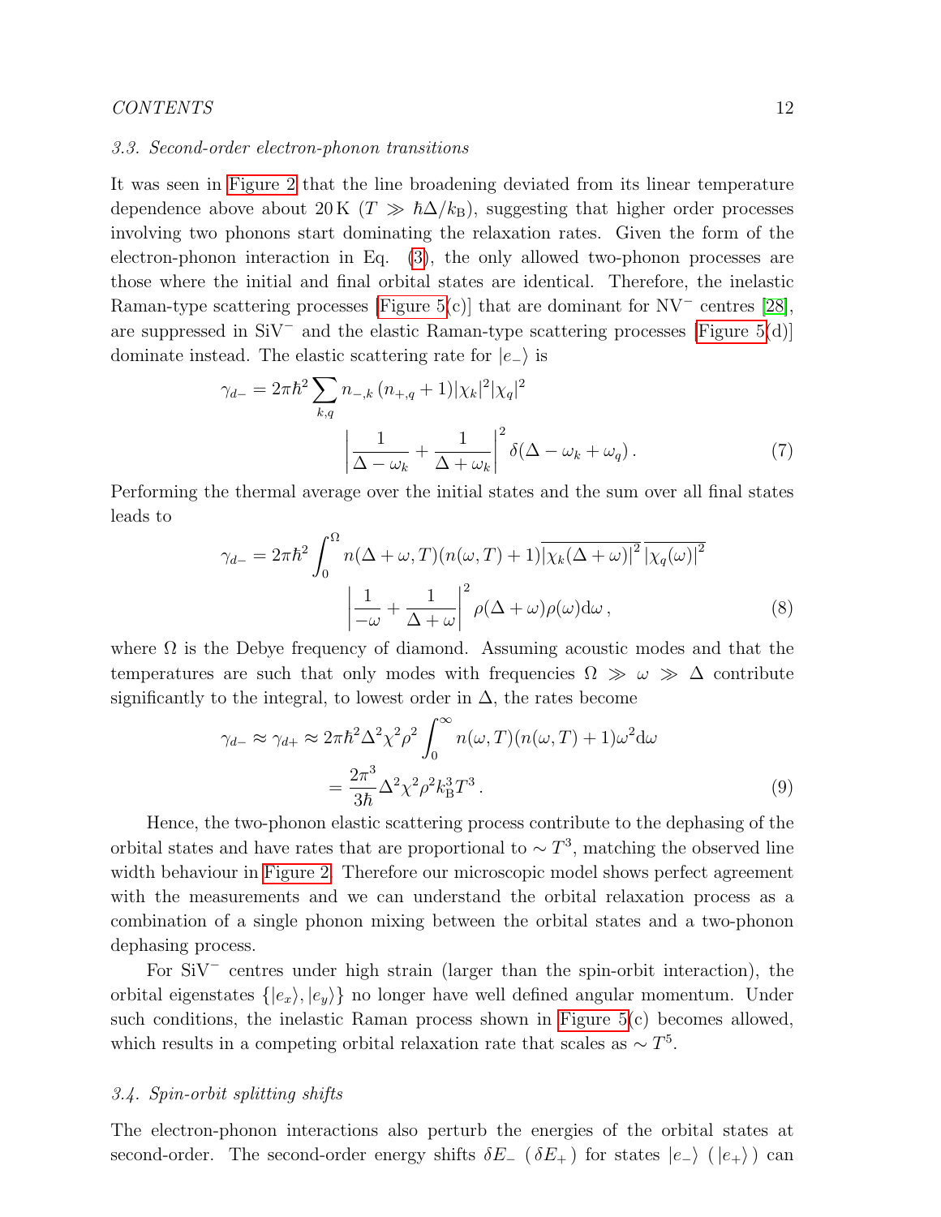### 3.3. Second-order electron-phonon transitions

It was seen in Figure 2 that the line broadening deviated from its linear temperature dependence above about 20 K ($T \gg \hbar\Delta/k_{\mathrm{B}}$), suggesting that higher order processes involving two phonons start dominating the relaxation rates. Given the form of the electron-phonon interaction in Eq. (3), the only allowed two-phonon processes are those where the initial and final orbital states are identical. Therefore, the inelastic Raman-type scattering processes [Figure 5(c)] that are dominant for $\mathrm{NV}^-$ centres [28], are suppressed in $\mathrm{SiV}^-$ and the elastic Raman-type scattering processes [Figure 5(d)] dominate instead. The elastic scattering rate for $|e_-\rangle$ is

$$\gamma_{d-} = 2\pi\hbar^2 \sum_{k,q} n_{-,k}\,(n_{+,q}+1)|\chi_k|^2|\chi_q|^2 \left|\frac{1}{\Delta-\omega_k}+\frac{1}{\Delta+\omega_k}\right|^2 \delta(\Delta-\omega_k+\omega_q)\,. \tag{7}$$

Performing the thermal average over the initial states and the sum over all final states leads to

$$\gamma_{d-} = 2\pi\hbar^2 \int_0^{\Omega} n(\Delta+\omega,T)(n(\omega,T)+1)\overline{|\chi_k(\Delta+\omega)|^2}\,\overline{|\chi_q(\omega)|^2} \left|\frac{1}{-\omega}+\frac{1}{\Delta+\omega}\right|^2 \rho(\Delta+\omega)\rho(\omega)\mathrm{d}\omega\,, \tag{8}$$

where $\Omega$ is the Debye frequency of diamond. Assuming acoustic modes and that the temperatures are such that only modes with frequencies $\Omega \gg \omega \gg \Delta$ contribute significantly to the integral, to lowest order in $\Delta$, the rates become

$$\begin{aligned}\gamma_{d-} \approx \gamma_{d+} &\approx 2\pi\hbar^2\Delta^2\chi^2\rho^2 \int_0^{\infty} n(\omega,T)(n(\omega,T)+1)\omega^2\mathrm{d}\omega \\ &= \frac{2\pi^3}{3\hbar}\Delta^2\chi^2\rho^2 k_{\mathrm{B}}^3 T^3\,.\end{aligned} \tag{9}$$

Hence, the two-phonon elastic scattering process contribute to the dephasing of the orbital states and have rates that are proportional to $\sim T^3$, matching the observed line width behaviour in Figure 2. Therefore our microscopic model shows perfect agreement with the measurements and we can understand the orbital relaxation process as a combination of a single phonon mixing between the orbital states and a two-phonon dephasing process.

For $\mathrm{SiV}^-$ centres under high strain (larger than the spin-orbit interaction), the orbital eigenstates $\{|e_x\rangle, |e_y\rangle\}$ no longer have well defined angular momentum. Under such conditions, the inelastic Raman process shown in Figure 5(c) becomes allowed, which results in a competing orbital relaxation rate that scales as $\sim T^5$.

### 3.4. Spin-orbit splitting shifts

The electron-phonon interactions also perturb the energies of the orbital states at second-order. The second-order energy shifts $\delta E_-$ ($\delta E_+$) for states $|e_-\rangle$ ($|e_+\rangle$) can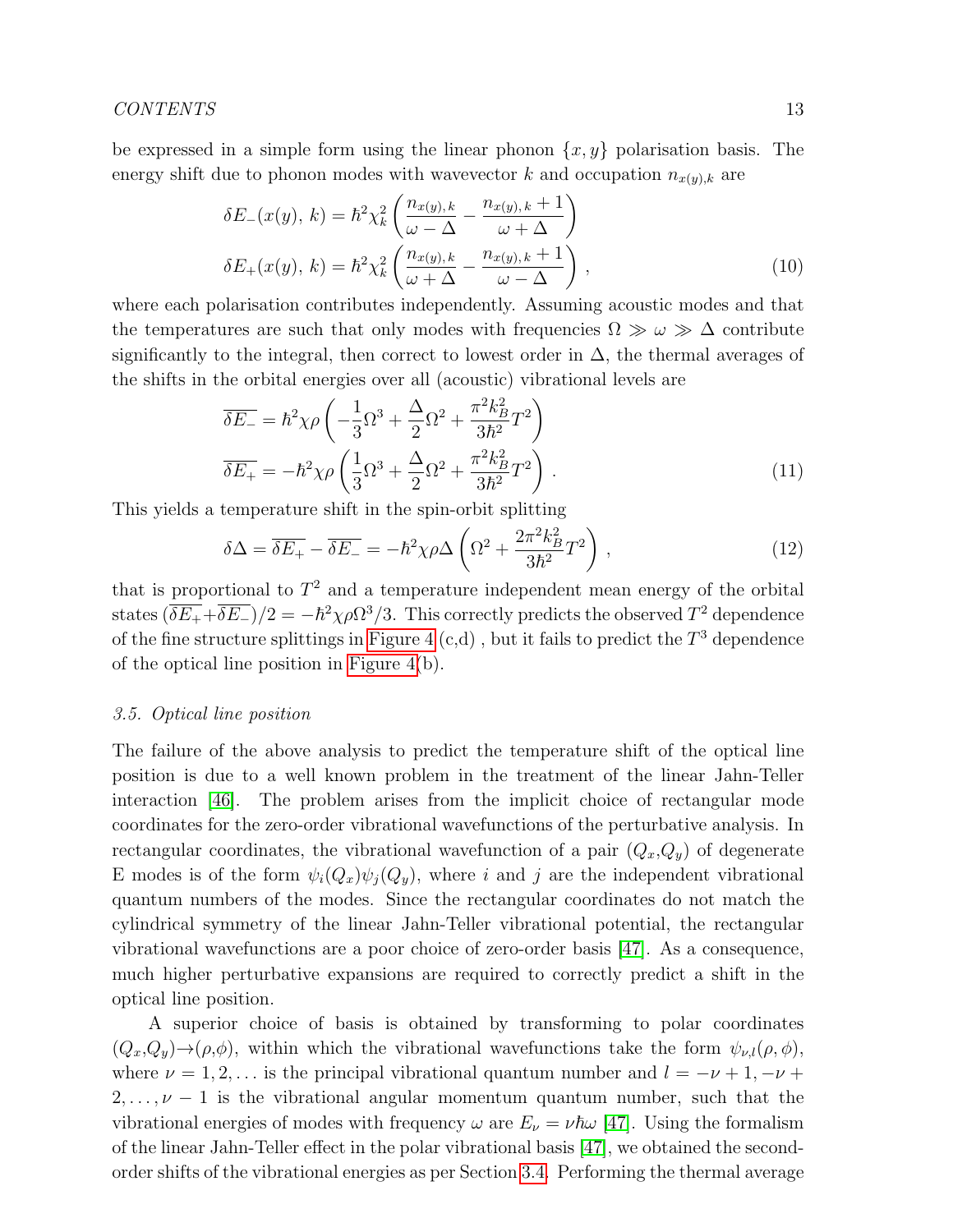be expressed in a simple form using the linear phonon $\{x, y\}$ polarisation basis. The energy shift due to phonon modes with wavevector $k$ and occupation $n_{x(y),k}$ are

$$
\begin{aligned}
\delta E_{-}(x(y),\, k) &= \hbar^2 \chi_k^2 \left( \frac{n_{x(y),\,k}}{\omega - \Delta} - \frac{n_{x(y),\,k}+1}{\omega + \Delta} \right) \\
\delta E_{+}(x(y),\, k) &= \hbar^2 \chi_k^2 \left( \frac{n_{x(y),\,k}}{\omega + \Delta} - \frac{n_{x(y),\,k}+1}{\omega - \Delta} \right) ,
\end{aligned} \tag{10}
$$

where each polarisation contributes independently. Assuming acoustic modes and that the temperatures are such that only modes with frequencies $\Omega \gg \omega \gg \Delta$ contribute significantly to the integral, then correct to lowest order in $\Delta$, the thermal averages of the shifts in the orbital energies over all (acoustic) vibrational levels are

$$
\begin{aligned}
\overline{\delta E_{-}} &= \hbar^2 \chi \rho \left( -\frac{1}{3}\Omega^3 + \frac{\Delta}{2}\Omega^2 + \frac{\pi^2 k_B^2}{3\hbar^2} T^2 \right) \\
\overline{\delta E_{+}} &= -\hbar^2 \chi \rho \left( \frac{1}{3}\Omega^3 + \frac{\Delta}{2}\Omega^2 + \frac{\pi^2 k_B^2}{3\hbar^2} T^2 \right) .
\end{aligned} \tag{11}
$$

This yields a temperature shift in the spin-orbit splitting

$$
\delta\Delta = \overline{\delta E_{+}} - \overline{\delta E_{-}} = -\hbar^2 \chi \rho \Delta \left( \Omega^2 + \frac{2\pi^2 k_B^2}{3\hbar^2} T^2 \right) , \tag{12}
$$

that is proportional to $T^2$ and a temperature independent mean energy of the orbital states $(\overline{\delta E_{+}} + \overline{\delta E_{-}})/2 = -\hbar^2 \chi \rho \Omega^3/3$. This correctly predicts the observed $T^2$ dependence of the fine structure splittings in Figure 4 (c,d) , but it fails to predict the $T^3$ dependence of the optical line position in Figure 4(b).

### 3.5. Optical line position

The failure of the above analysis to predict the temperature shift of the optical line position is due to a well known problem in the treatment of the linear Jahn-Teller interaction [46]. The problem arises from the implicit choice of rectangular mode coordinates for the zero-order vibrational wavefunctions of the perturbative analysis. In rectangular coordinates, the vibrational wavefunction of a pair $(Q_x, Q_y)$ of degenerate E modes is of the form $\psi_i(Q_x)\psi_j(Q_y)$, where $i$ and $j$ are the independent vibrational quantum numbers of the modes. Since the rectangular coordinates do not match the cylindrical symmetry of the linear Jahn-Teller vibrational potential, the rectangular vibrational wavefunctions are a poor choice of zero-order basis [47]. As a consequence, much higher perturbative expansions are required to correctly predict a shift in the optical line position.

A superior choice of basis is obtained by transforming to polar coordinates $(Q_x, Q_y) \rightarrow (\rho, \phi)$, within which the vibrational wavefunctions take the form $\psi_{\nu,l}(\rho, \phi)$, where $\nu = 1, 2, \ldots$ is the principal vibrational quantum number and $l = -\nu + 1, -\nu + 2, \ldots, \nu - 1$ is the vibrational angular momentum quantum number, such that the vibrational energies of modes with frequency $\omega$ are $E_\nu = \nu\hbar\omega$ [47]. Using the formalism of the linear Jahn-Teller effect in the polar vibrational basis [47], we obtained the second-order shifts of the vibrational energies as per Section 3.4. Performing the thermal average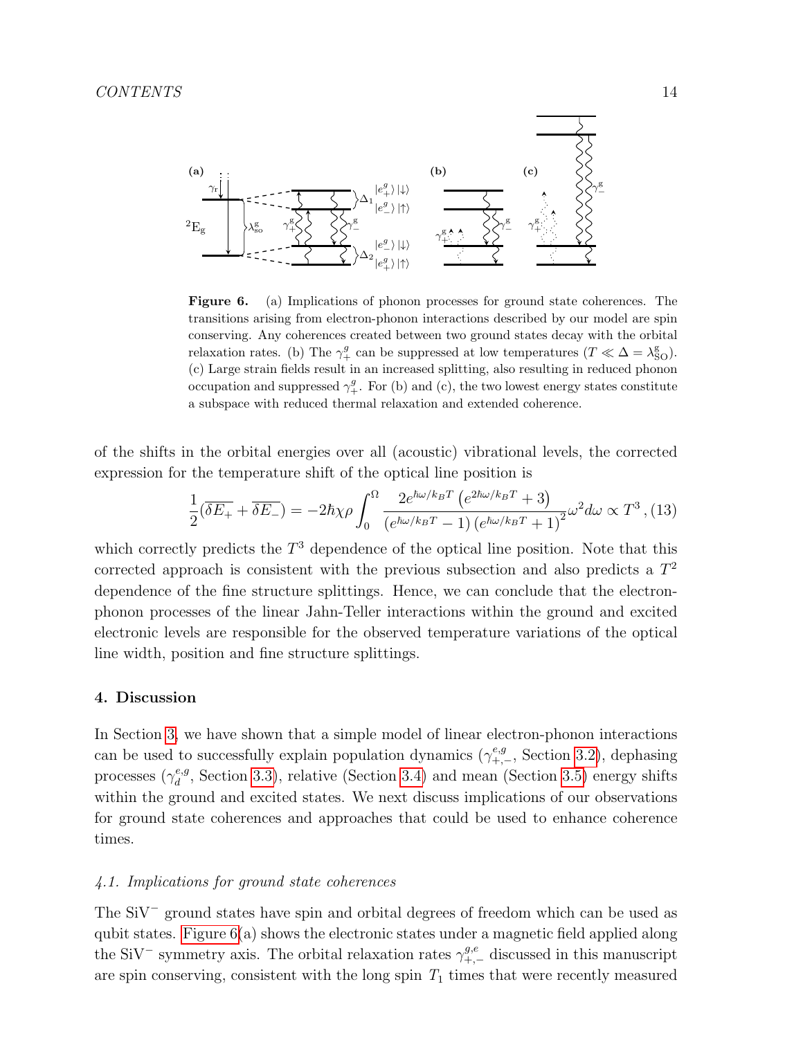(a) $\gamma_r$ $^2E_g$ $\lambda_{SO}^g$ $\gamma_+^g$ $\gamma_-^g$ $\Delta_1$ $|e_+^g\rangle|\downarrow\rangle$ $|e_-^g\rangle|\uparrow\rangle$ $\Delta_2$ $|e_-^g\rangle|\downarrow\rangle$ $|e_+^g\rangle|\uparrow\rangle$

(b) $\gamma_+^g$ $\gamma_-^g$

(c) $\gamma_+^g$ $\gamma_-^g$

**Figure 6.** (a) Implications of phonon processes for ground state coherences. The transitions arising from electron-phonon interactions described by our model are spin conserving. Any coherences created between two ground states decay with the orbital relaxation rates. (b) The $\gamma_+^g$ can be suppressed at low temperatures ($T \ll \Delta = \lambda_{\mathrm{SO}}^{\mathrm{g}}$). (c) Large strain fields result in an increased splitting, also resulting in reduced phonon occupation and suppressed $\gamma_+^g$. For (b) and (c), the two lowest energy states constitute a subspace with reduced thermal relaxation and extended coherence.

of the shifts in the orbital energies over all (acoustic) vibrational levels, the corrected expression for the temperature shift of the optical line position is

$$\frac{1}{2}(\overline{\delta E_+} + \overline{\delta E_-}) = -2\hbar\chi\rho \int_0^{\Omega} \frac{2e^{\hbar\omega/k_BT}\left(e^{2\hbar\omega/k_BT}+3\right)}{\left(e^{\hbar\omega/k_BT}-1\right)\left(e^{\hbar\omega/k_BT}+1\right)^2}\omega^2 d\omega \propto T^3\,, \quad (13)$$

which correctly predicts the $T^3$ dependence of the optical line position. Note that this corrected approach is consistent with the previous subsection and also predicts a $T^2$ dependence of the fine structure splittings. Hence, we can conclude that the electron-phonon processes of the linear Jahn-Teller interactions within the ground and excited electronic levels are responsible for the observed temperature variations of the optical line width, position and fine structure splittings.

## 4. Discussion

In Section 3, we have shown that a simple model of linear electron-phonon interactions can be used to successfully explain population dynamics ($\gamma_{+,-}^{e,g}$, Section 3.2), dephasing processes ($\gamma_d^{e,g}$, Section 3.3), relative (Section 3.4) and mean (Section 3.5) energy shifts within the ground and excited states. We next discuss implications of our observations for ground state coherences and approaches that could be used to enhance coherence times.

### *4.1. Implications for ground state coherences*

The $SiV^-$ ground states have spin and orbital degrees of freedom which can be used as qubit states. Figure 6(a) shows the electronic states under a magnetic field applied along the $SiV^-$ symmetry axis. The orbital relaxation rates $\gamma_{+,-}^{g,e}$ discussed in this manuscript are spin conserving, consistent with the long spin $T_1$ times that were recently measured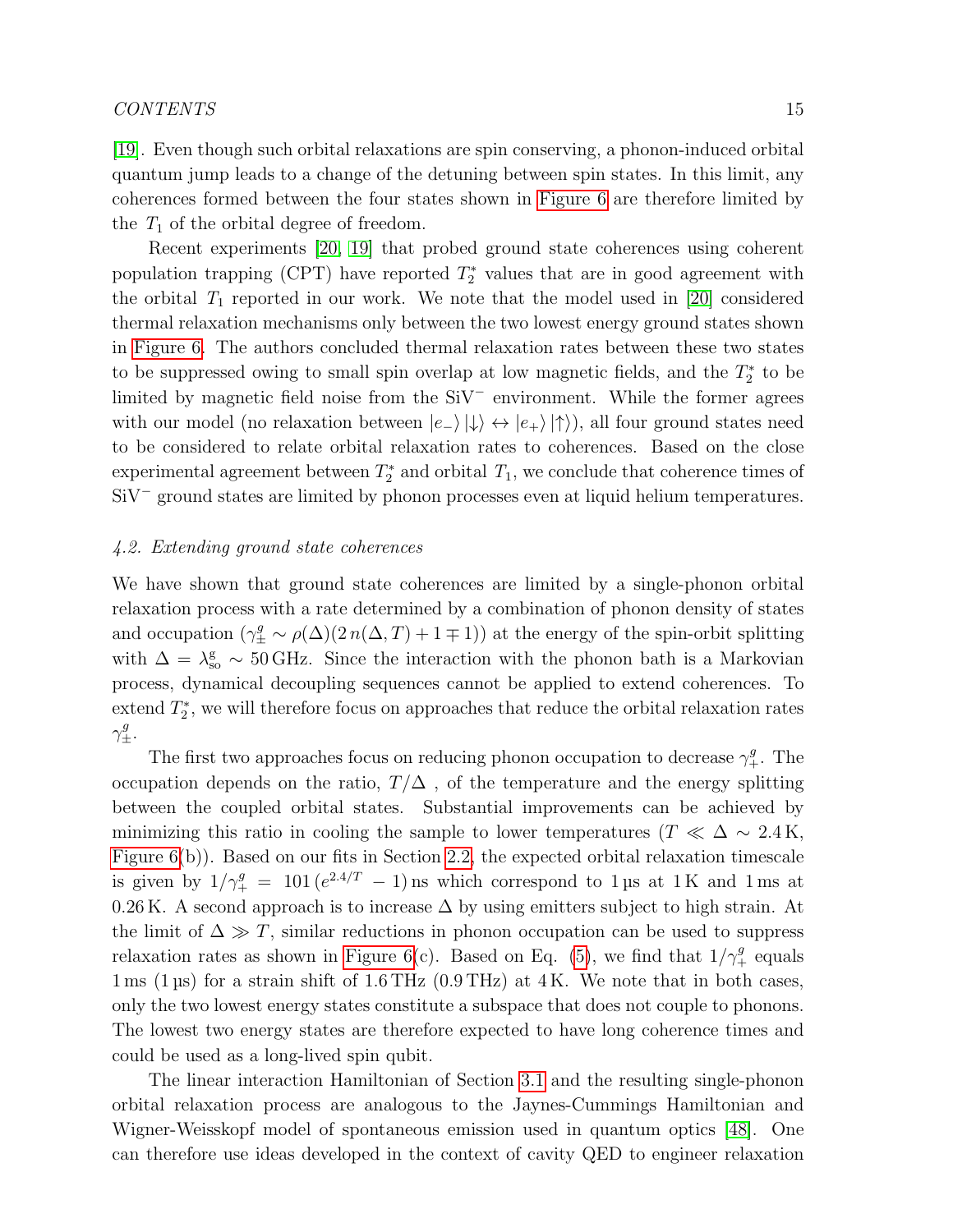[19]. Even though such orbital relaxations are spin conserving, a phonon-induced orbital quantum jump leads to a change of the detuning between spin states. In this limit, any coherences formed between the four states shown in Figure 6 are therefore limited by the $T_1$ of the orbital degree of freedom.

Recent experiments [20, 19] that probed ground state coherences using coherent population trapping (CPT) have reported $T_2^*$ values that are in good agreement with the orbital $T_1$ reported in our work. We note that the model used in [20] considered thermal relaxation mechanisms only between the two lowest energy ground states shown in Figure 6. The authors concluded thermal relaxation rates between these two states to be suppressed owing to small spin overlap at low magnetic fields, and the $T_2^*$ to be limited by magnetic field noise from the $\mathrm{SiV}^-$ environment. While the former agrees with our model (no relaxation between $|e_-\rangle\,|{\downarrow}\rangle \leftrightarrow |e_+\rangle\,|{\uparrow}\rangle$), all four ground states need to be considered to relate orbital relaxation rates to coherences. Based on the close experimental agreement between $T_2^*$ and orbital $T_1$, we conclude that coherence times of $\mathrm{SiV}^-$ ground states are limited by phonon processes even at liquid helium temperatures.

### 4.2. Extending ground state coherences

We have shown that ground state coherences are limited by a single-phonon orbital relaxation process with a rate determined by a combination of phonon density of states and occupation ($\gamma_\pm^g \sim \rho(\Delta)(2\,n(\Delta,T) + 1 \mp 1)$) at the energy of the spin-orbit splitting with $\Delta = \lambda_{\mathrm{so}}^{\mathrm{g}} \sim 50\,\mathrm{GHz}$. Since the interaction with the phonon bath is a Markovian process, dynamical decoupling sequences cannot be applied to extend coherences. To extend $T_2^*$, we will therefore focus on approaches that reduce the orbital relaxation rates $\gamma_\pm^g$.

The first two approaches focus on reducing phonon occupation to decrease $\gamma_+^g$. The occupation depends on the ratio, $T/\Delta$ , of the temperature and the energy splitting between the coupled orbital states. Substantial improvements can be achieved by minimizing this ratio in cooling the sample to lower temperatures ($T \ll \Delta \sim 2.4\,\mathrm{K}$, Figure 6(b)). Based on our fits in Section 2.2, the expected orbital relaxation timescale is given by $1/\gamma_+^g = 101\,(e^{2.4/T} - 1)\,\mathrm{ns}$ which correspond to $1\,\mathrm{\mu s}$ at $1\,\mathrm{K}$ and $1\,\mathrm{ms}$ at $0.26\,\mathrm{K}$. A second approach is to increase $\Delta$ by using emitters subject to high strain. At the limit of $\Delta \gg T$, similar reductions in phonon occupation can be used to suppress relaxation rates as shown in Figure 6(c). Based on Eq. (5), we find that $1/\gamma_+^g$ equals $1\,\mathrm{ms}$ ($1\,\mathrm{\mu s}$) for a strain shift of $1.6\,\mathrm{THz}$ ($0.9\,\mathrm{THz}$) at $4\,\mathrm{K}$. We note that in both cases, only the two lowest energy states constitute a subspace that does not couple to phonons. The lowest two energy states are therefore expected to have long coherence times and could be used as a long-lived spin qubit.

The linear interaction Hamiltonian of Section 3.1 and the resulting single-phonon orbital relaxation process are analogous to the Jaynes-Cummings Hamiltonian and Wigner-Weisskopf model of spontaneous emission used in quantum optics [48]. One can therefore use ideas developed in the context of cavity QED to engineer relaxation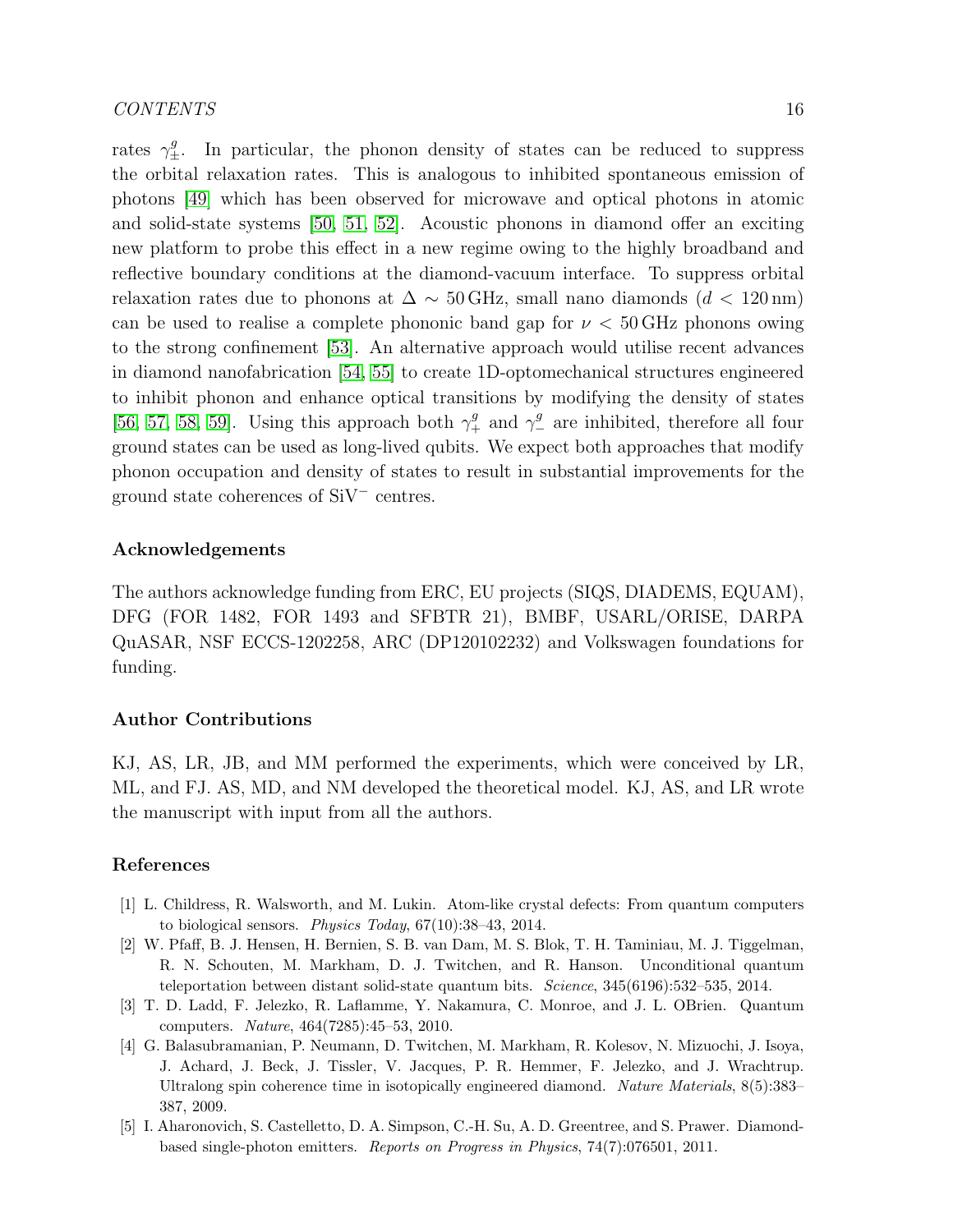rates $\gamma_{\pm}^{g}$. In particular, the phonon density of states can be reduced to suppress the orbital relaxation rates. This is analogous to inhibited spontaneous emission of photons [49] which has been observed for microwave and optical photons in atomic and solid-state systems [50, 51, 52]. Acoustic phonons in diamond offer an exciting new platform to probe this effect in a new regime owing to the highly broadband and reflective boundary conditions at the diamond-vacuum interface. To suppress orbital relaxation rates due to phonons at $\Delta \sim 50\,\text{GHz}$, small nano diamonds ($d < 120\,\text{nm}$) can be used to realise a complete phononic band gap for $\nu < 50\,\text{GHz}$ phonons owing to the strong confinement [53]. An alternative approach would utilise recent advances in diamond nanofabrication [54, 55] to create 1D-optomechanical structures engineered to inhibit phonon and enhance optical transitions by modifying the density of states [56, 57, 58, 59]. Using this approach both $\gamma_{+}^{g}$ and $\gamma_{-}^{g}$ are inhibited, therefore all four ground states can be used as long-lived qubits. We expect both approaches that modify phonon occupation and density of states to result in substantial improvements for the ground state coherences of $\text{SiV}^{-}$ centres.

### Acknowledgements

The authors acknowledge funding from ERC, EU projects (SIQS, DIADEMS, EQUAM), DFG (FOR 1482, FOR 1493 and SFBTR 21), BMBF, USARL/ORISE, DARPA QuASAR, NSF ECCS-1202258, ARC (DP120102232) and Volkswagen foundations for funding.

### Author Contributions

KJ, AS, LR, JB, and MM performed the experiments, which were conceived by LR, ML, and FJ. AS, MD, and NM developed the theoretical model. KJ, AS, and LR wrote the manuscript with input from all the authors.

### References

[1] L. Childress, R. Walsworth, and M. Lukin. Atom-like crystal defects: From quantum computers to biological sensors. *Physics Today*, 67(10):38–43, 2014.

[2] W. Pfaff, B. J. Hensen, H. Bernien, S. B. van Dam, M. S. Blok, T. H. Taminiau, M. J. Tiggelman, R. N. Schouten, M. Markham, D. J. Twitchen, and R. Hanson. Unconditional quantum teleportation between distant solid-state quantum bits. *Science*, 345(6196):532–535, 2014.

[3] T. D. Ladd, F. Jelezko, R. Laflamme, Y. Nakamura, C. Monroe, and J. L. OBrien. Quantum computers. *Nature*, 464(7285):45–53, 2010.

[4] G. Balasubramanian, P. Neumann, D. Twitchen, M. Markham, R. Kolesov, N. Mizuochi, J. Isoya, J. Achard, J. Beck, J. Tissler, V. Jacques, P. R. Hemmer, F. Jelezko, and J. Wrachtrup. Ultralong spin coherence time in isotopically engineered diamond. *Nature Materials*, 8(5):383–387, 2009.

[5] I. Aharonovich, S. Castelletto, D. A. Simpson, C.-H. Su, A. D. Greentree, and S. Prawer. Diamond-based single-photon emitters. *Reports on Progress in Physics*, 74(7):076501, 2011.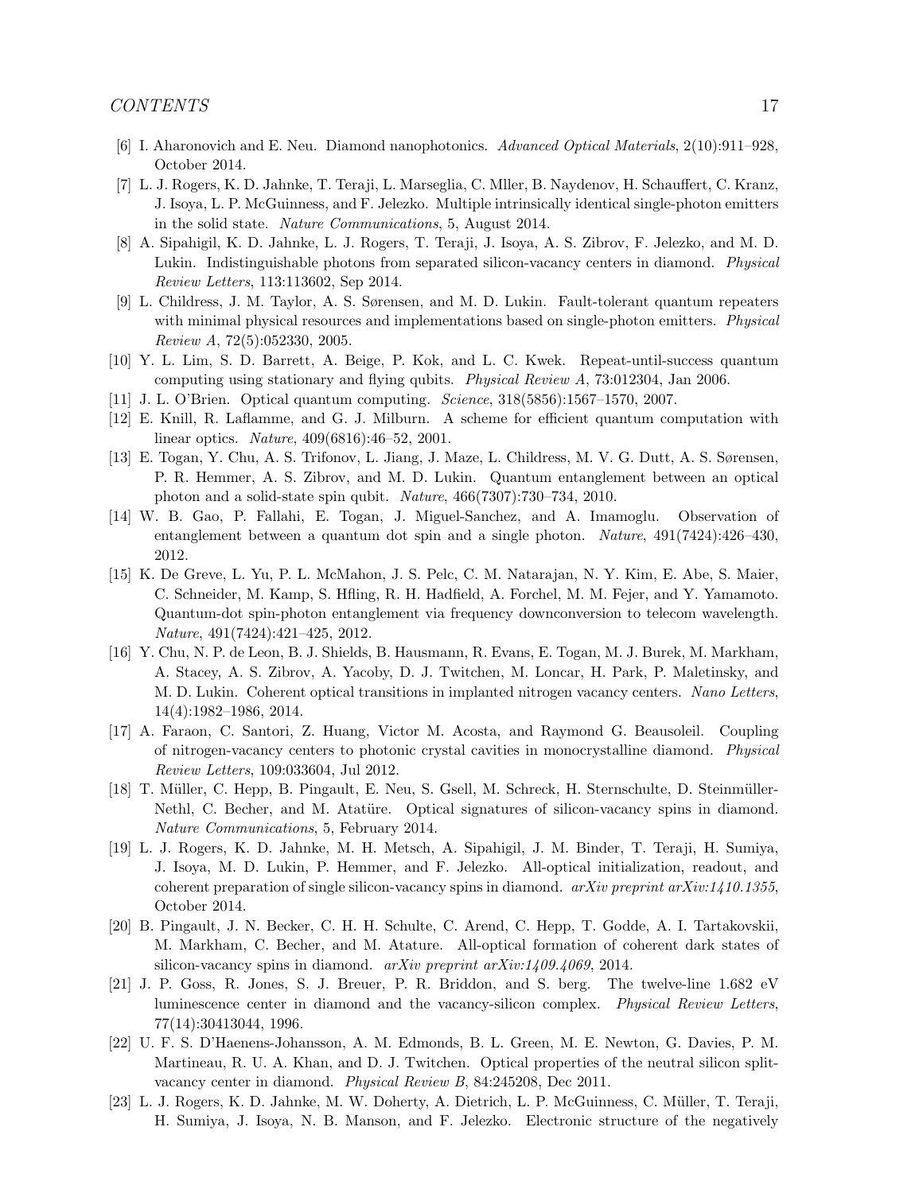[6] I. Aharonovich and E. Neu. Diamond nanophotonics. *Advanced Optical Materials*, 2(10):911–928, October 2014.

[7] L. J. Rogers, K. D. Jahnke, T. Teraji, L. Marseglia, C. Mller, B. Naydenov, H. Schauffert, C. Kranz, J. Isoya, L. P. McGuinness, and F. Jelezko. Multiple intrinsically identical single-photon emitters in the solid state. *Nature Communications*, 5, August 2014.

[8] A. Sipahigil, K. D. Jahnke, L. J. Rogers, T. Teraji, J. Isoya, A. S. Zibrov, F. Jelezko, and M. D. Lukin. Indistinguishable photons from separated silicon-vacancy centers in diamond. *Physical Review Letters*, 113:113602, Sep 2014.

[9] L. Childress, J. M. Taylor, A. S. Sørensen, and M. D. Lukin. Fault-tolerant quantum repeaters with minimal physical resources and implementations based on single-photon emitters. *Physical Review A*, 72(5):052330, 2005.

[10] Y. L. Lim, S. D. Barrett, A. Beige, P. Kok, and L. C. Kwek. Repeat-until-success quantum computing using stationary and flying qubits. *Physical Review A*, 73:012304, Jan 2006.

[11] J. L. O'Brien. Optical quantum computing. *Science*, 318(5856):1567–1570, 2007.

[12] E. Knill, R. Laflamme, and G. J. Milburn. A scheme for efficient quantum computation with linear optics. *Nature*, 409(6816):46–52, 2001.

[13] E. Togan, Y. Chu, A. S. Trifonov, L. Jiang, J. Maze, L. Childress, M. V. G. Dutt, A. S. Sørensen, P. R. Hemmer, A. S. Zibrov, and M. D. Lukin. Quantum entanglement between an optical photon and a solid-state spin qubit. *Nature*, 466(7307):730–734, 2010.

[14] W. B. Gao, P. Fallahi, E. Togan, J. Miguel-Sanchez, and A. Imamoglu. Observation of entanglement between a quantum dot spin and a single photon. *Nature*, 491(7424):426–430, 2012.

[15] K. De Greve, L. Yu, P. L. McMahon, J. S. Pelc, C. M. Natarajan, N. Y. Kim, E. Abe, S. Maier, C. Schneider, M. Kamp, S. Hfling, R. H. Hadfield, A. Forchel, M. M. Fejer, and Y. Yamamoto. Quantum-dot spin-photon entanglement via frequency downconversion to telecom wavelength. *Nature*, 491(7424):421–425, 2012.

[16] Y. Chu, N. P. de Leon, B. J. Shields, B. Hausmann, R. Evans, E. Togan, M. J. Burek, M. Markham, A. Stacey, A. S. Zibrov, A. Yacoby, D. J. Twitchen, M. Loncar, H. Park, P. Maletinsky, and M. D. Lukin. Coherent optical transitions in implanted nitrogen vacancy centers. *Nano Letters*, 14(4):1982–1986, 2014.

[17] A. Faraon, C. Santori, Z. Huang, Victor M. Acosta, and Raymond G. Beausoleil. Coupling of nitrogen-vacancy centers to photonic crystal cavities in monocrystalline diamond. *Physical Review Letters*, 109:033604, Jul 2012.

[18] T. Müller, C. Hepp, B. Pingault, E. Neu, S. Gsell, M. Schreck, H. Sternschulte, D. Steinmüller-Nethl, C. Becher, and M. Atatüre. Optical signatures of silicon-vacancy spins in diamond. *Nature Communications*, 5, February 2014.

[19] L. J. Rogers, K. D. Jahnke, M. H. Metsch, A. Sipahigil, J. M. Binder, T. Teraji, H. Sumiya, J. Isoya, M. D. Lukin, P. Hemmer, and F. Jelezko. All-optical initialization, readout, and coherent preparation of single silicon-vacancy spins in diamond. *arXiv preprint arXiv:1410.1355*, October 2014.

[20] B. Pingault, J. N. Becker, C. H. H. Schulte, C. Arend, C. Hepp, T. Godde, A. I. Tartakovskii, M. Markham, C. Becher, and M. Atature. All-optical formation of coherent dark states of silicon-vacancy spins in diamond. *arXiv preprint arXiv:1409.4069*, 2014.

[21] J. P. Goss, R. Jones, S. J. Breuer, P. R. Briddon, and S. berg. The twelve-line 1.682 eV luminescence center in diamond and the vacancy-silicon complex. *Physical Review Letters*, 77(14):30413044, 1996.

[22] U. F. S. D'Haenens-Johansson, A. M. Edmonds, B. L. Green, M. E. Newton, G. Davies, P. M. Martineau, R. U. A. Khan, and D. J. Twitchen. Optical properties of the neutral silicon split-vacancy center in diamond. *Physical Review B*, 84:245208, Dec 2011.

[23] L. J. Rogers, K. D. Jahnke, M. W. Doherty, A. Dietrich, L. P. McGuinness, C. Müller, T. Teraji, H. Sumiya, J. Isoya, N. B. Manson, and F. Jelezko. Electronic structure of the negatively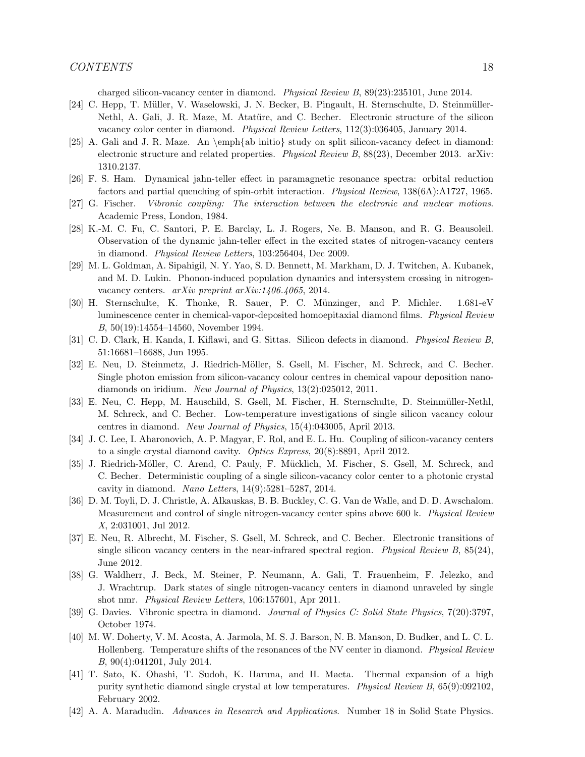charged silicon-vacancy center in diamond. *Physical Review B*, 89(23):235101, June 2014.

[24] C. Hepp, T. Müller, V. Waselowski, J. N. Becker, B. Pingault, H. Sternschulte, D. Steinmüller-Nethl, A. Gali, J. R. Maze, M. Atatüre, and C. Becher. Electronic structure of the silicon vacancy color center in diamond. *Physical Review Letters*, 112(3):036405, January 2014.

[25] A. Gali and J. R. Maze. An \emph{ab initio} study on split silicon-vacancy defect in diamond: electronic structure and related properties. *Physical Review B*, 88(23), December 2013. arXiv: 1310.2137.

[26] F. S. Ham. Dynamical jahn-teller effect in paramagnetic resonance spectra: orbital reduction factors and partial quenching of spin-orbit interaction. *Physical Review*, 138(6A):A1727, 1965.

[27] G. Fischer. *Vibronic coupling: The interaction between the electronic and nuclear motions*. Academic Press, London, 1984.

[28] K.-M. C. Fu, C. Santori, P. E. Barclay, L. J. Rogers, Ne. B. Manson, and R. G. Beausoleil. Observation of the dynamic jahn-teller effect in the excited states of nitrogen-vacancy centers in diamond. *Physical Review Letters*, 103:256404, Dec 2009.

[29] M. L. Goldman, A. Sipahigil, N. Y. Yao, S. D. Bennett, M. Markham, D. J. Twitchen, A. Kubanek, and M. D. Lukin. Phonon-induced population dynamics and intersystem crossing in nitrogen-vacancy centers. *arXiv preprint arXiv:1406.4065*, 2014.

[30] H. Sternschulte, K. Thonke, R. Sauer, P. C. Münzinger, and P. Michler. 1.681-eV luminescence center in chemical-vapor-deposited homoepitaxial diamond films. *Physical Review B*, 50(19):14554–14560, November 1994.

[31] C. D. Clark, H. Kanda, I. Kiflawi, and G. Sittas. Silicon defects in diamond. *Physical Review B*, 51:16681–16688, Jun 1995.

[32] E. Neu, D. Steinmetz, J. Riedrich-Möller, S. Gsell, M. Fischer, M. Schreck, and C. Becher. Single photon emission from silicon-vacancy colour centres in chemical vapour deposition nano-diamonds on iridium. *New Journal of Physics*, 13(2):025012, 2011.

[33] E. Neu, C. Hepp, M. Hauschild, S. Gsell, M. Fischer, H. Sternschulte, D. Steinmüller-Nethl, M. Schreck, and C. Becher. Low-temperature investigations of single silicon vacancy colour centres in diamond. *New Journal of Physics*, 15(4):043005, April 2013.

[34] J. C. Lee, I. Aharonovich, A. P. Magyar, F. Rol, and E. L. Hu. Coupling of silicon-vacancy centers to a single crystal diamond cavity. *Optics Express*, 20(8):8891, April 2012.

[35] J. Riedrich-Möller, C. Arend, C. Pauly, F. Mücklich, M. Fischer, S. Gsell, M. Schreck, and C. Becher. Deterministic coupling of a single silicon-vacancy color center to a photonic crystal cavity in diamond. *Nano Letters*, 14(9):5281–5287, 2014.

[36] D. M. Toyli, D. J. Christle, A. Alkauskas, B. B. Buckley, C. G. Van de Walle, and D. D. Awschalom. Measurement and control of single nitrogen-vacancy center spins above 600 k. *Physical Review X*, 2:031001, Jul 2012.

[37] E. Neu, R. Albrecht, M. Fischer, S. Gsell, M. Schreck, and C. Becher. Electronic transitions of single silicon vacancy centers in the near-infrared spectral region. *Physical Review B*, 85(24), June 2012.

[38] G. Waldherr, J. Beck, M. Steiner, P. Neumann, A. Gali, T. Frauenheim, F. Jelezko, and J. Wrachtrup. Dark states of single nitrogen-vacancy centers in diamond unraveled by single shot nmr. *Physical Review Letters*, 106:157601, Apr 2011.

[39] G. Davies. Vibronic spectra in diamond. *Journal of Physics C: Solid State Physics*, 7(20):3797, October 1974.

[40] M. W. Doherty, V. M. Acosta, A. Jarmola, M. S. J. Barson, N. B. Manson, D. Budker, and L. C. L. Hollenberg. Temperature shifts of the resonances of the NV center in diamond. *Physical Review B*, 90(4):041201, July 2014.

[41] T. Sato, K. Ohashi, T. Sudoh, K. Haruna, and H. Maeta. Thermal expansion of a high purity synthetic diamond single crystal at low temperatures. *Physical Review B*, 65(9):092102, February 2002.

[42] A. A. Maradudin. *Advances in Research and Applications*. Number 18 in Solid State Physics.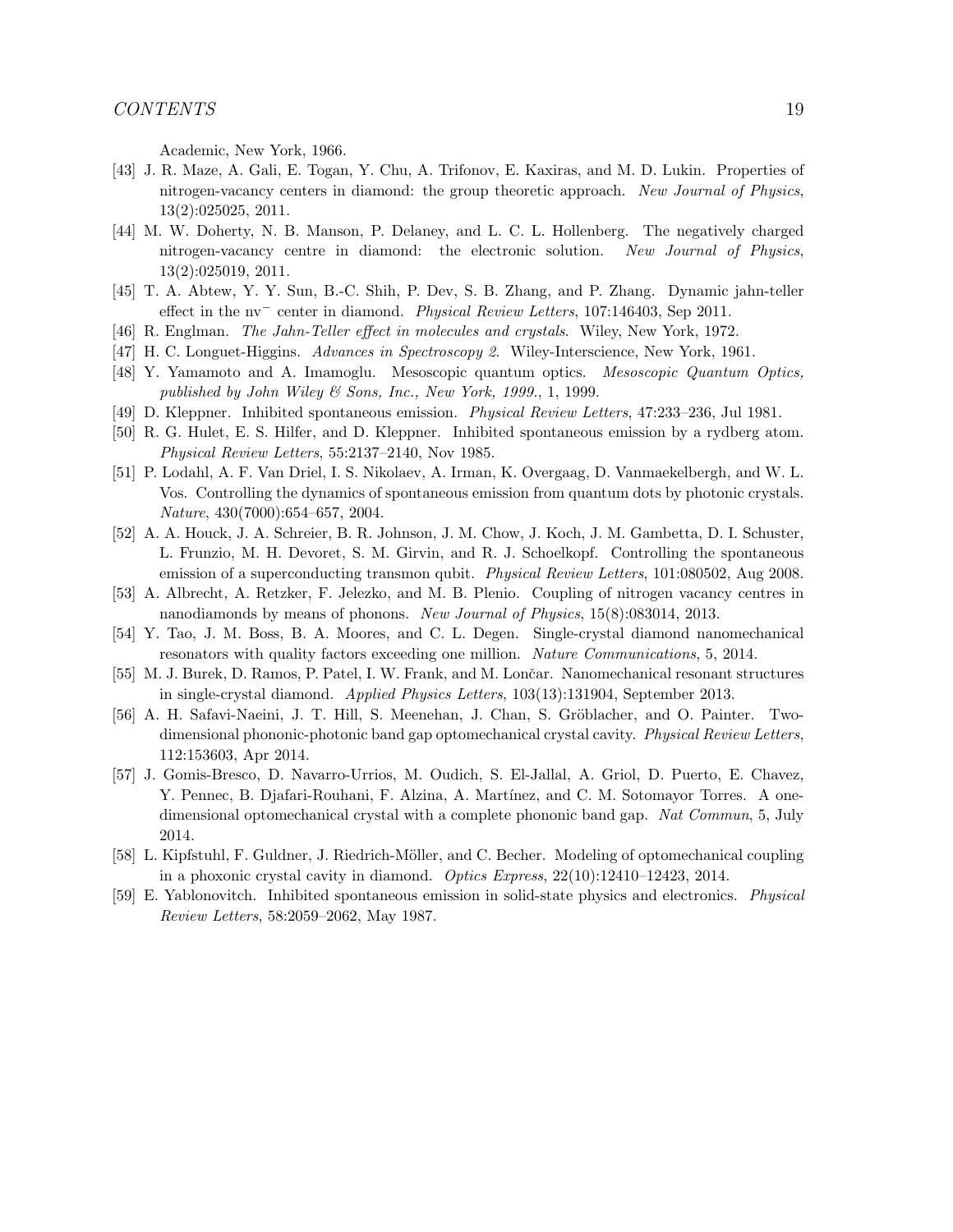Academic, New York, 1966.

[43] J. R. Maze, A. Gali, E. Togan, Y. Chu, A. Trifonov, E. Kaxiras, and M. D. Lukin. Properties of nitrogen-vacancy centers in diamond: the group theoretic approach. *New Journal of Physics*, 13(2):025025, 2011.

[44] M. W. Doherty, N. B. Manson, P. Delaney, and L. C. L. Hollenberg. The negatively charged nitrogen-vacancy centre in diamond: the electronic solution. *New Journal of Physics*, 13(2):025019, 2011.

[45] T. A. Abtew, Y. Y. Sun, B.-C. Shih, P. Dev, S. B. Zhang, and P. Zhang. Dynamic jahn-teller effect in the nv$^{-}$ center in diamond. *Physical Review Letters*, 107:146403, Sep 2011.

[46] R. Englman. *The Jahn-Teller effect in molecules and crystals*. Wiley, New York, 1972.

[47] H. C. Longuet-Higgins. *Advances in Spectroscopy 2*. Wiley-Interscience, New York, 1961.

[48] Y. Yamamoto and A. Imamoglu. Mesoscopic quantum optics. *Mesoscopic Quantum Optics, published by John Wiley & Sons, Inc., New York, 1999.*, 1, 1999.

[49] D. Kleppner. Inhibited spontaneous emission. *Physical Review Letters*, 47:233–236, Jul 1981.

[50] R. G. Hulet, E. S. Hilfer, and D. Kleppner. Inhibited spontaneous emission by a rydberg atom. *Physical Review Letters*, 55:2137–2140, Nov 1985.

[51] P. Lodahl, A. F. Van Driel, I. S. Nikolaev, A. Irman, K. Overgaag, D. Vanmaekelbergh, and W. L. Vos. Controlling the dynamics of spontaneous emission from quantum dots by photonic crystals. *Nature*, 430(7000):654–657, 2004.

[52] A. A. Houck, J. A. Schreier, B. R. Johnson, J. M. Chow, J. Koch, J. M. Gambetta, D. I. Schuster, L. Frunzio, M. H. Devoret, S. M. Girvin, and R. J. Schoelkopf. Controlling the spontaneous emission of a superconducting transmon qubit. *Physical Review Letters*, 101:080502, Aug 2008.

[53] A. Albrecht, A. Retzker, F. Jelezko, and M. B. Plenio. Coupling of nitrogen vacancy centres in nanodiamonds by means of phonons. *New Journal of Physics*, 15(8):083014, 2013.

[54] Y. Tao, J. M. Boss, B. A. Moores, and C. L. Degen. Single-crystal diamond nanomechanical resonators with quality factors exceeding one million. *Nature Communications*, 5, 2014.

[55] M. J. Burek, D. Ramos, P. Patel, I. W. Frank, and M. Lončar. Nanomechanical resonant structures in single-crystal diamond. *Applied Physics Letters*, 103(13):131904, September 2013.

[56] A. H. Safavi-Naeini, J. T. Hill, S. Meenehan, J. Chan, S. Gröblacher, and O. Painter. Two-dimensional phononic-photonic band gap optomechanical crystal cavity. *Physical Review Letters*, 112:153603, Apr 2014.

[57] J. Gomis-Bresco, D. Navarro-Urrios, M. Oudich, S. El-Jallal, A. Griol, D. Puerto, E. Chavez, Y. Pennec, B. Djafari-Rouhani, F. Alzina, A. Martínez, and C. M. Sotomayor Torres. A one-dimensional optomechanical crystal with a complete phononic band gap. *Nat Commun*, 5, July 2014.

[58] L. Kipfstuhl, F. Guldner, J. Riedrich-Möller, and C. Becher. Modeling of optomechanical coupling in a phoxonic crystal cavity in diamond. *Optics Express*, 22(10):12410–12423, 2014.

[59] E. Yablonovitch. Inhibited spontaneous emission in solid-state physics and electronics. *Physical Review Letters*, 58:2059–2062, May 1987.